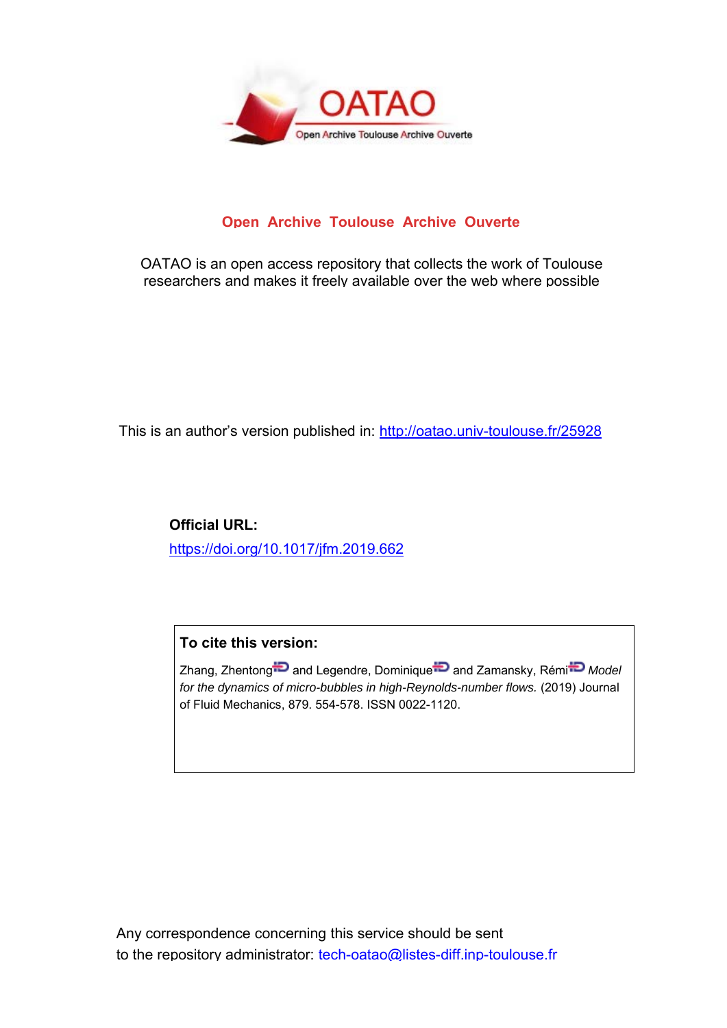OATAO

Open Archive Toulouse Archive Ouverte

**Open Archive Toulouse Archive Ouverte**

OATAO is an open access repository that collects the work of Toulouse researchers and makes it freely available over the web where possible

This is an author's version published in: http://oatao.univ-toulouse.fr/25928

**Official URL:**

https://doi.org/10.1017/jfm.2019.662

**To cite this version:**

Zhang, Zhentong and Legendre, Dominique and Zamansky, Rémi *Model for the dynamics of micro-bubbles in high-Reynolds-number flows.* (2019) Journal of Fluid Mechanics, 879. 554-578. ISSN 0022-1120.

Any correspondence concerning this service should be sent to the repository administrator: tech-oatao@listes-diff.inp-toulouse.fr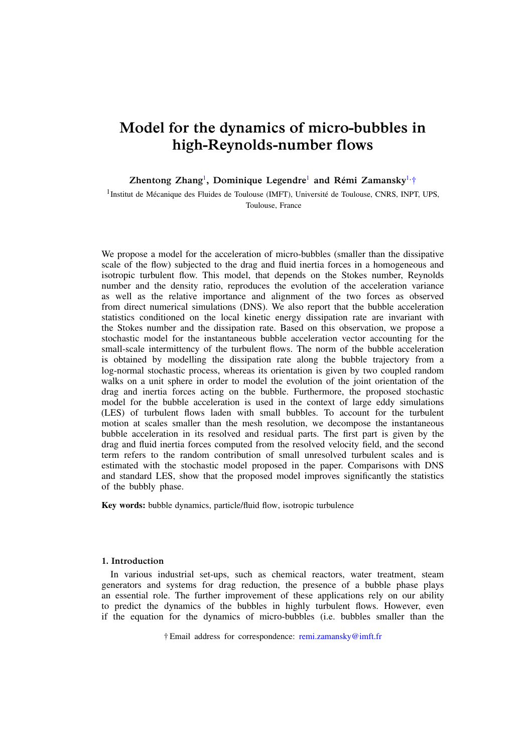# Model for the dynamics of micro-bubbles in high-Reynolds-number flows

**Zhentong Zhang**[1], **Dominique Legendre**[1] **and Rémi Zamansky**[1,†]

[1]Institut de Mécanique des Fluides de Toulouse (IMFT), Université de Toulouse, CNRS, INPT, UPS, Toulouse, France

We propose a model for the acceleration of micro-bubbles (smaller than the dissipative scale of the flow) subjected to the drag and fluid inertia forces in a homogeneous and isotropic turbulent flow. This model, that depends on the Stokes number, Reynolds number and the density ratio, reproduces the evolution of the acceleration variance as well as the relative importance and alignment of the two forces as observed from direct numerical simulations (DNS). We also report that the bubble acceleration statistics conditioned on the local kinetic energy dissipation rate are invariant with the Stokes number and the dissipation rate. Based on this observation, we propose a stochastic model for the instantaneous bubble acceleration vector accounting for the small-scale intermittency of the turbulent flows. The norm of the bubble acceleration is obtained by modelling the dissipation rate along the bubble trajectory from a log-normal stochastic process, whereas its orientation is given by two coupled random walks on a unit sphere in order to model the evolution of the joint orientation of the drag and inertia forces acting on the bubble. Furthermore, the proposed stochastic model for the bubble acceleration is used in the context of large eddy simulations (LES) of turbulent flows laden with small bubbles. To account for the turbulent motion at scales smaller than the mesh resolution, we decompose the instantaneous bubble acceleration in its resolved and residual parts. The first part is given by the drag and fluid inertia forces computed from the resolved velocity field, and the second term refers to the random contribution of small unresolved turbulent scales and is estimated with the stochastic model proposed in the paper. Comparisons with DNS and standard LES, show that the proposed model improves significantly the statistics of the bubbly phase.

**Key words:** bubble dynamics, particle/fluid flow, isotropic turbulence

## 1. Introduction

In various industrial set-ups, such as chemical reactors, water treatment, steam generators and systems for drag reduction, the presence of a bubble phase plays an essential role. The further improvement of these applications rely on our ability to predict the dynamics of the bubbles in highly turbulent flows. However, even if the equation for the dynamics of micro-bubbles (i.e. bubbles smaller than the

† Email address for correspondence: remi.zamansky@imft.fr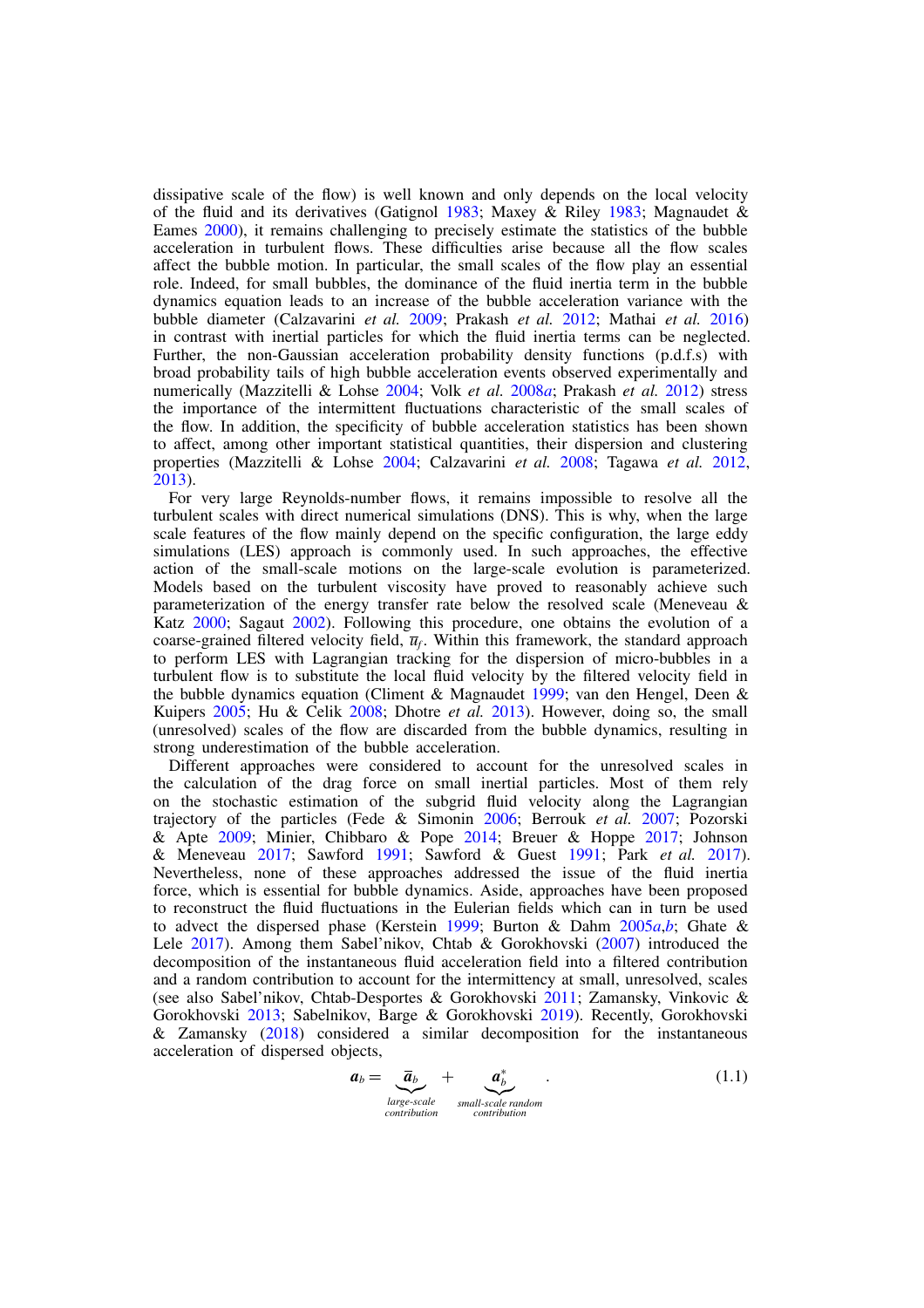dissipative scale of the flow) is well known and only depends on the local velocity of the fluid and its derivatives (Gatignol 1983; Maxey & Riley 1983; Magnaudet & Eames 2000), it remains challenging to precisely estimate the statistics of the bubble acceleration in turbulent flows. These difficulties arise because all the flow scales affect the bubble motion. In particular, the small scales of the flow play an essential role. Indeed, for small bubbles, the dominance of the fluid inertia term in the bubble dynamics equation leads to an increase of the bubble acceleration variance with the bubble diameter (Calzavarini *et al.* 2009; Prakash *et al.* 2012; Mathai *et al.* 2016) in contrast with inertial particles for which the fluid inertia terms can be neglected. Further, the non-Gaussian acceleration probability density functions (p.d.f.s) with broad probability tails of high bubble acceleration events observed experimentally and numerically (Mazzitelli & Lohse 2004; Volk *et al.* 2008*a*; Prakash *et al.* 2012) stress the importance of the intermittent fluctuations characteristic of the small scales of the flow. In addition, the specificity of bubble acceleration statistics has been shown to affect, among other important statistical quantities, their dispersion and clustering properties (Mazzitelli & Lohse 2004; Calzavarini *et al.* 2008; Tagawa *et al.* 2012, 2013).

For very large Reynolds-number flows, it remains impossible to resolve all the turbulent scales with direct numerical simulations (DNS). This is why, when the large scale features of the flow mainly depend on the specific configuration, the large eddy simulations (LES) approach is commonly used. In such approaches, the effective action of the small-scale motions on the large-scale evolution is parameterized. Models based on the turbulent viscosity have proved to reasonably achieve such parameterization of the energy transfer rate below the resolved scale (Meneveau & Katz 2000; Sagaut 2002). Following this procedure, one obtains the evolution of a coarse-grained filtered velocity field, $\overline{u}_f$. Within this framework, the standard approach to perform LES with Lagrangian tracking for the dispersion of micro-bubbles in a turbulent flow is to substitute the local fluid velocity by the filtered velocity field in the bubble dynamics equation (Climent & Magnaudet 1999; van den Hengel, Deen & Kuipers 2005; Hu & Celik 2008; Dhotre *et al.* 2013). However, doing so, the small (unresolved) scales of the flow are discarded from the bubble dynamics, resulting in strong underestimation of the bubble acceleration.

Different approaches were considered to account for the unresolved scales in the calculation of the drag force on small inertial particles. Most of them rely on the stochastic estimation of the subgrid fluid velocity along the Lagrangian trajectory of the particles (Fede & Simonin 2006; Berrouk *et al.* 2007; Pozorski & Apte 2009; Minier, Chibbaro & Pope 2014; Breuer & Hoppe 2017; Johnson & Meneveau 2017; Sawford 1991; Sawford & Guest 1991; Park *et al.* 2017). Nevertheless, none of these approaches addressed the issue of the fluid inertia force, which is essential for bubble dynamics. Aside, approaches have been proposed to reconstruct the fluid fluctuations in the Eulerian fields which can in turn be used to advect the dispersed phase (Kerstein 1999; Burton & Dahm 2005*a*,*b*; Ghate & Lele 2017). Among them Sabel'nikov, Chtab & Gorokhovski (2007) introduced the decomposition of the instantaneous fluid acceleration field into a filtered contribution and a random contribution to account for the intermittency at small, unresolved, scales (see also Sabel'nikov, Chtab-Desportes & Gorokhovski 2011; Zamansky, Vinkovic & Gorokhovski 2013; Sabelnikov, Barge & Gorokhovski 2019). Recently, Gorokhovski & Zamansky (2018) considered a similar decomposition for the instantaneous acceleration of dispersed objects,

$$\boldsymbol{a}_b = \underbrace{\overline{\boldsymbol{a}}_b}_{\substack{\textit{large-scale}\\ \textit{contribution}}} + \underbrace{\boldsymbol{a}_b^*}_{\substack{\textit{small-scale random}\\ \textit{contribution}}} . \tag{1.1}$$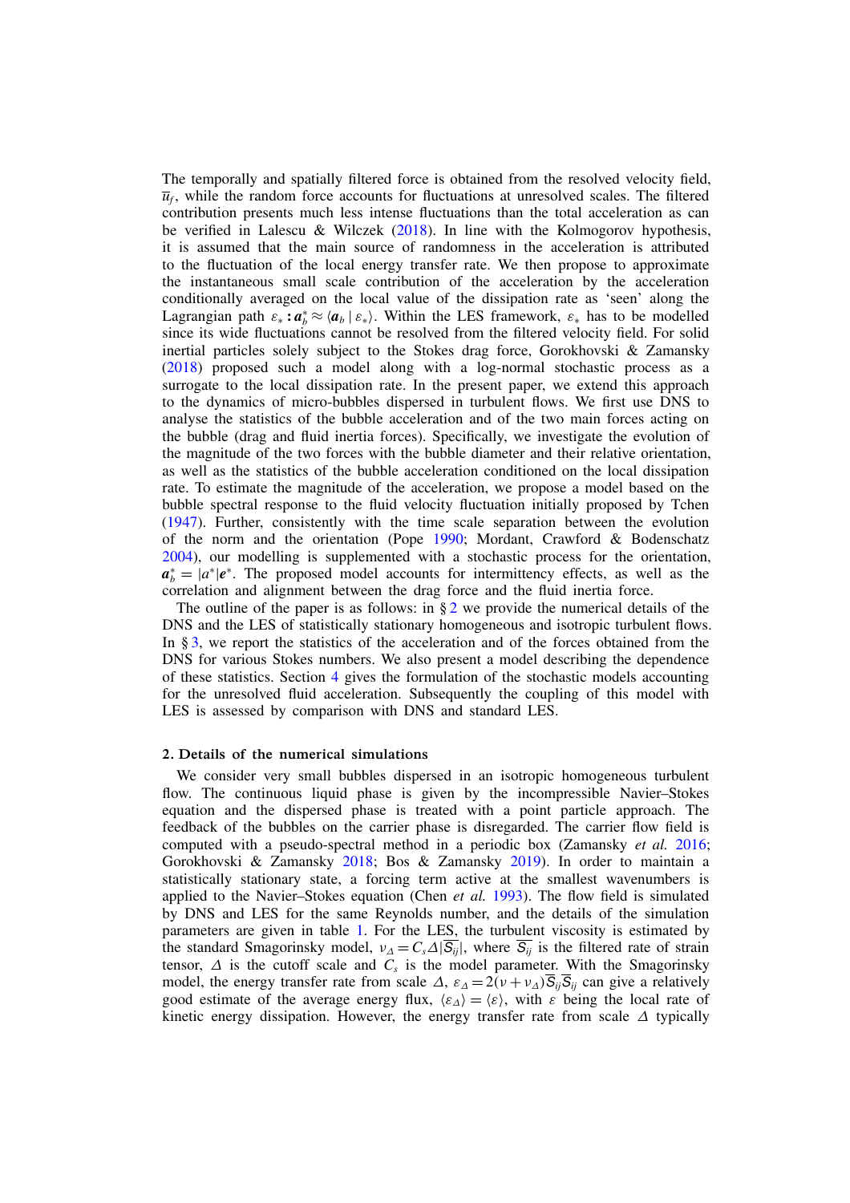The temporally and spatially filtered force is obtained from the resolved velocity field, $\overline{u}_f$, while the random force accounts for fluctuations at unresolved scales. The filtered contribution presents much less intense fluctuations than the total acceleration as can be verified in Lalescu & Wilczek (2018). In line with the Kolmogorov hypothesis, it is assumed that the main source of randomness in the acceleration is attributed to the fluctuation of the local energy transfer rate. We then propose to approximate the instantaneous small scale contribution of the acceleration by the acceleration conditionally averaged on the local value of the dissipation rate as 'seen' along the Lagrangian path $\varepsilon_* : \boldsymbol{a}_b^* \approx \langle \boldsymbol{a}_b \mid \varepsilon_* \rangle$. Within the LES framework, $\varepsilon_*$ has to be modelled since its wide fluctuations cannot be resolved from the filtered velocity field. For solid inertial particles solely subject to the Stokes drag force, Gorokhovski & Zamansky (2018) proposed such a model along with a log-normal stochastic process as a surrogate to the local dissipation rate. In the present paper, we extend this approach to the dynamics of micro-bubbles dispersed in turbulent flows. We first use DNS to analyse the statistics of the bubble acceleration and of the two main forces acting on the bubble (drag and fluid inertia forces). Specifically, we investigate the evolution of the magnitude of the two forces with the bubble diameter and their relative orientation, as well as the statistics of the bubble acceleration conditioned on the local dissipation rate. To estimate the magnitude of the acceleration, we propose a model based on the bubble spectral response to the fluid velocity fluctuation initially proposed by Tchen (1947). Further, consistently with the time scale separation between the evolution of the norm and the orientation (Pope 1990; Mordant, Crawford & Bodenschatz 2004), our modelling is supplemented with a stochastic process for the orientation, $\boldsymbol{a}_b^* = |a^*|\boldsymbol{e}^*$. The proposed model accounts for intermittency effects, as well as the correlation and alignment between the drag force and the fluid inertia force.

The outline of the paper is as follows: in § 2 we provide the numerical details of the DNS and the LES of statistically stationary homogeneous and isotropic turbulent flows. In § 3, we report the statistics of the acceleration and of the forces obtained from the DNS for various Stokes numbers. We also present a model describing the dependence of these statistics. Section 4 gives the formulation of the stochastic models accounting for the unresolved fluid acceleration. Subsequently the coupling of this model with LES is assessed by comparison with DNS and standard LES.

## 2. Details of the numerical simulations

We consider very small bubbles dispersed in an isotropic homogeneous turbulent flow. The continuous liquid phase is given by the incompressible Navier–Stokes equation and the dispersed phase is treated with a point particle approach. The feedback of the bubbles on the carrier phase is disregarded. The carrier flow field is computed with a pseudo-spectral method in a periodic box (Zamansky *et al.* 2016; Gorokhovski & Zamansky 2018; Bos & Zamansky 2019). In order to maintain a statistically stationary state, a forcing term active at the smallest wavenumbers is applied to the Navier–Stokes equation (Chen *et al.* 1993). The flow field is simulated by DNS and LES for the same Reynolds number, and the details of the simulation parameters are given in table 1. For the LES, the turbulent viscosity is estimated by the standard Smagorinsky model, $\nu_\Delta = C_s \Delta |\overline{S_{ij}}|$, where $\overline{S_{ij}}$ is the filtered rate of strain tensor, $\Delta$ is the cutoff scale and $C_s$ is the model parameter. With the Smagorinsky model, the energy transfer rate from scale $\Delta$, $\varepsilon_\Delta = 2(\nu + \nu_\Delta)\overline{S}_{ij}\overline{S}_{ij}$ can give a relatively good estimate of the average energy flux, $\langle \varepsilon_\Delta \rangle = \langle \varepsilon \rangle$, with $\varepsilon$ being the local rate of kinetic energy dissipation. However, the energy transfer rate from scale $\Delta$ typically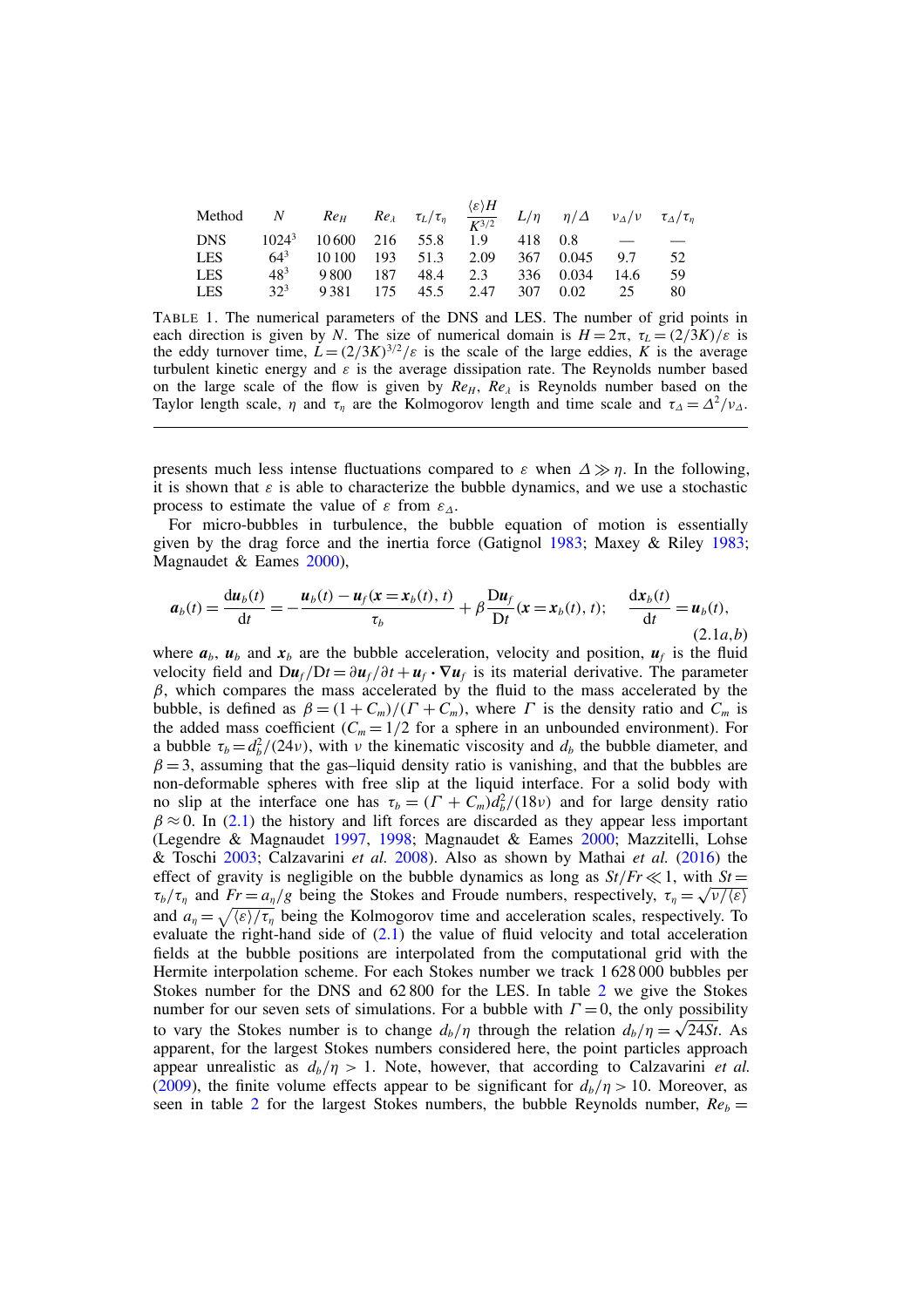| Method | $N$ | $Re_H$ | $Re_\lambda$ | $\tau_L/\tau_\eta$ | $\frac{\langle\varepsilon\rangle H}{K^{3/2}}$ | $L/\eta$ | $\eta/\Delta$ | $\nu_\Delta/\nu$ | $\tau_\Delta/\tau_\eta$ |
|---|---|---|---|---|---|---|---|---|---|
| DNS | $1024^3$ | 10 600 | 216 | 55.8 | 1.9 | 418 | 0.8 | — | — |
| LES | $64^3$ | 10 100 | 193 | 51.3 | 2.09 | 367 | 0.045 | 9.7 | 52 |
| LES | $48^3$ | 9 800 | 187 | 48.4 | 2.3 | 336 | 0.034 | 14.6 | 59 |
| LES | $32^3$ | 9 381 | 175 | 45.5 | 2.47 | 307 | 0.02 | 25 | 80 |

TABLE 1. The numerical parameters of the DNS and LES. The number of grid points in each direction is given by $N$. The size of numerical domain is $H = 2\pi$, $\tau_L = (2/3K)/\varepsilon$ is the eddy turnover time, $L = (2/3K)^{3/2}/\varepsilon$ is the scale of the large eddies, $K$ is the average turbulent kinetic energy and $\varepsilon$ is the average dissipation rate. The Reynolds number based on the large scale of the flow is given by $Re_H$, $Re_\lambda$ is Reynolds number based on the Taylor length scale, $\eta$ and $\tau_\eta$ are the Kolmogorov length and time scale and $\tau_\Delta = \Delta^2/\nu_\Delta$.

presents much less intense fluctuations compared to $\varepsilon$ when $\Delta \gg \eta$. In the following, it is shown that $\varepsilon$ is able to characterize the bubble dynamics, and we use a stochastic process to estimate the value of $\varepsilon$ from $\varepsilon_\Delta$.

For micro-bubbles in turbulence, the bubble equation of motion is essentially given by the drag force and the inertia force (Gatignol 1983; Maxey & Riley 1983; Magnaudet & Eames 2000),

$$\boldsymbol{a}_b(t) = \frac{\mathrm{d}\boldsymbol{u}_b(t)}{\mathrm{d}t} = -\frac{\boldsymbol{u}_b(t) - \boldsymbol{u}_f(\boldsymbol{x} = \boldsymbol{x}_b(t), t)}{\tau_b} + \beta \frac{\mathrm{D}\boldsymbol{u}_f}{\mathrm{D}t}(\boldsymbol{x} = \boldsymbol{x}_b(t), t); \quad \frac{\mathrm{d}\boldsymbol{x}_b(t)}{\mathrm{d}t} = \boldsymbol{u}_b(t), \tag{2.1a,b}$$

where $\boldsymbol{a}_b$, $\boldsymbol{u}_b$ and $\boldsymbol{x}_b$ are the bubble acceleration, velocity and position, $\boldsymbol{u}_f$ is the fluid velocity field and $\mathrm{D}\boldsymbol{u}_f/\mathrm{D}t = \partial\boldsymbol{u}_f/\partial t + \boldsymbol{u}_f \boldsymbol{\cdot} \boldsymbol{\nabla}\boldsymbol{u}_f$ is its material derivative. The parameter $\beta$, which compares the mass accelerated by the fluid to the mass accelerated by the bubble, is defined as $\beta = (1 + C_m)/(\Gamma + C_m)$, where $\Gamma$ is the density ratio and $C_m$ is the added mass coefficient ($C_m = 1/2$ for a sphere in an unbounded environment). For a bubble $\tau_b = d_b^2/(24\nu)$, with $\nu$ the kinematic viscosity and $d_b$ the bubble diameter, and $\beta = 3$, assuming that the gas–liquid density ratio is vanishing, and that the bubbles are non-deformable spheres with free slip at the liquid interface. For a solid body with no slip at the interface one has $\tau_b = (\Gamma + C_m)d_b^2/(18\nu)$ and for large density ratio $\beta \approx 0$. In (2.1) the history and lift forces are discarded as they appear less important (Legendre & Magnaudet 1997, 1998; Magnaudet & Eames 2000; Mazzitelli, Lohse & Toschi 2003; Calzavarini *et al.* 2008). Also as shown by Mathai *et al.* (2016) the effect of gravity is negligible on the bubble dynamics as long as $St/Fr \ll 1$, with $St = \tau_b/\tau_\eta$ and $Fr = a_\eta/g$ being the Stokes and Froude numbers, respectively, $\tau_\eta = \sqrt{\nu/\langle\varepsilon\rangle}$ and $a_\eta = \sqrt{\langle\varepsilon\rangle/\tau_\eta}$ being the Kolmogorov time and acceleration scales, respectively. To evaluate the right-hand side of (2.1) the value of fluid velocity and total acceleration fields at the bubble positions are interpolated from the computational grid with the Hermite interpolation scheme. For each Stokes number we track 1 628 000 bubbles per Stokes number for the DNS and 62 800 for the LES. In table 2 we give the Stokes number for our seven sets of simulations. For a bubble with $\Gamma = 0$, the only possibility to vary the Stokes number is to change $d_b/\eta$ through the relation $d_b/\eta = \sqrt{24St}$. As apparent, for the largest Stokes numbers considered here, the point particles approach appear unrealistic as $d_b/\eta > 1$. Note, however, that according to Calzavarini *et al.* (2009), the finite volume effects appear to be significant for $d_b/\eta > 10$. Moreover, as seen in table 2 for the largest Stokes numbers, the bubble Reynolds number, $Re_b =$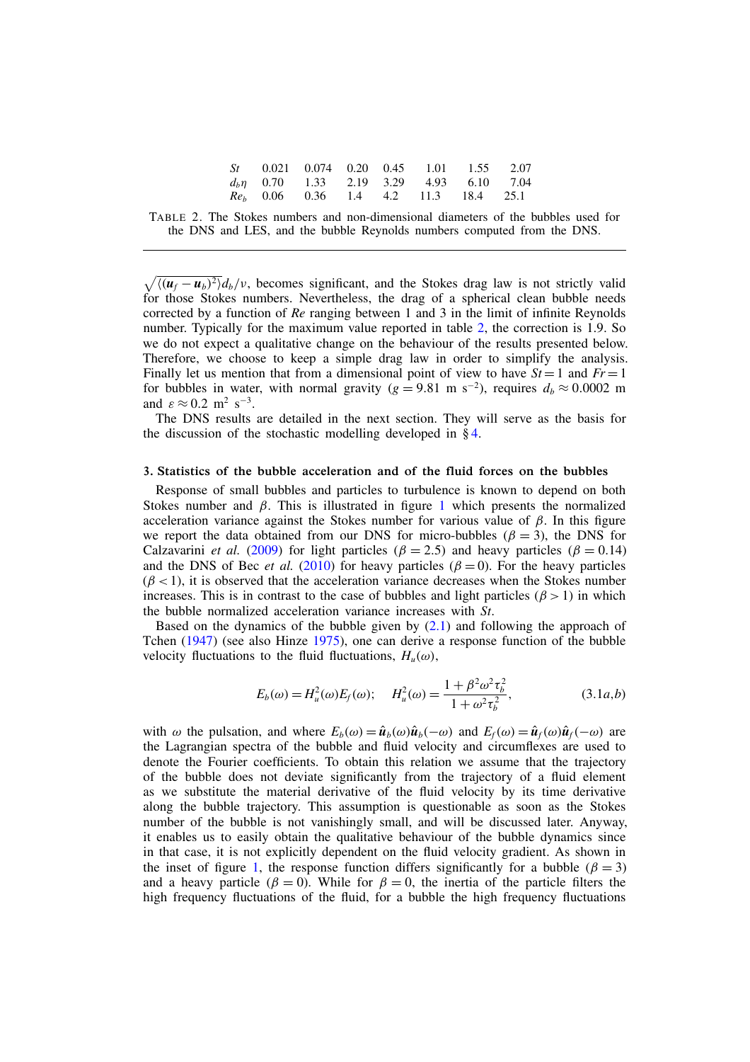| $St$ | 0.021 | 0.074 | 0.20 | 0.45 | 1.01 | 1.55 | 2.07 |
|---|---|---|---|---|---|---|---|
| $d_b\eta$ | 0.70 | 1.33 | 2.19 | 3.29 | 4.93 | 6.10 | 7.04 |
| $Re_b$ | 0.06 | 0.36 | 1.4 | 4.2 | 11.3 | 18.4 | 25.1 |

TABLE 2. The Stokes numbers and non-dimensional diameters of the bubbles used for the DNS and LES, and the bubble Reynolds numbers computed from the DNS.

$\sqrt{\langle(\boldsymbol{u}_f-\boldsymbol{u}_b)^2\rangle}d_b/\nu$, becomes significant, and the Stokes drag law is not strictly valid for those Stokes numbers. Nevertheless, the drag of a spherical clean bubble needs corrected by a function of $Re$ ranging between 1 and 3 in the limit of infinite Reynolds number. Typically for the maximum value reported in table 2, the correction is 1.9. So we do not expect a qualitative change on the behaviour of the results presented below. Therefore, we choose to keep a simple drag law in order to simplify the analysis. Finally let us mention that from a dimensional point of view to have $St=1$ and $Fr=1$ for bubbles in water, with normal gravity ($g=9.81$ m s$^{-2}$), requires $d_b\approx 0.0002$ m and $\varepsilon\approx 0.2$ m$^2$ s$^{-3}$.

The DNS results are detailed in the next section. They will serve as the basis for the discussion of the stochastic modelling developed in § 4.

### 3. Statistics of the bubble acceleration and of the fluid forces on the bubbles

Response of small bubbles and particles to turbulence is known to depend on both Stokes number and $\beta$. This is illustrated in figure 1 which presents the normalized acceleration variance against the Stokes number for various value of $\beta$. In this figure we report the data obtained from our DNS for micro-bubbles ($\beta=3$), the DNS for Calzavarini *et al.* (2009) for light particles ($\beta=2.5$) and heavy particles ($\beta=0.14$) and the DNS of Bec *et al.* (2010) for heavy particles ($\beta=0$). For the heavy particles ($\beta<1$), it is observed that the acceleration variance decreases when the Stokes number increases. This is in contrast to the case of bubbles and light particles ($\beta>1$) in which the bubble normalized acceleration variance increases with $St$.

Based on the dynamics of the bubble given by (2.1) and following the approach of Tchen (1947) (see also Hinze 1975), one can derive a response function of the bubble velocity fluctuations to the fluid fluctuations, $H_u(\omega)$,

$$E_b(\omega)=H_u^2(\omega)E_f(\omega);\quad H_u^2(\omega)=\frac{1+\beta^2\omega^2\tau_b^2}{1+\omega^2\tau_b^2}, \tag{3.1$a$,$b$}$$

with $\omega$ the pulsation, and where $E_b(\omega)=\hat{\boldsymbol{u}}_b(\omega)\hat{\boldsymbol{u}}_b(-\omega)$ and $E_f(\omega)=\hat{\boldsymbol{u}}_f(\omega)\hat{\boldsymbol{u}}_f(-\omega)$ are the Lagrangian spectra of the bubble and fluid velocity and circumflexes are used to denote the Fourier coefficients. To obtain this relation we assume that the trajectory of the bubble does not deviate significantly from the trajectory of a fluid element as we substitute the material derivative of the fluid velocity by its time derivative along the bubble trajectory. This assumption is questionable as soon as the Stokes number of the bubble is not vanishingly small, and will be discussed later. Anyway, it enables us to easily obtain the qualitative behaviour of the bubble dynamics since in that case, it is not explicitly dependent on the fluid velocity gradient. As shown in the inset of figure 1, the response function differs significantly for a bubble ($\beta=3$) and a heavy particle ($\beta=0$). While for $\beta=0$, the inertia of the particle filters the high frequency fluctuations of the fluid, for a bubble the high frequency fluctuations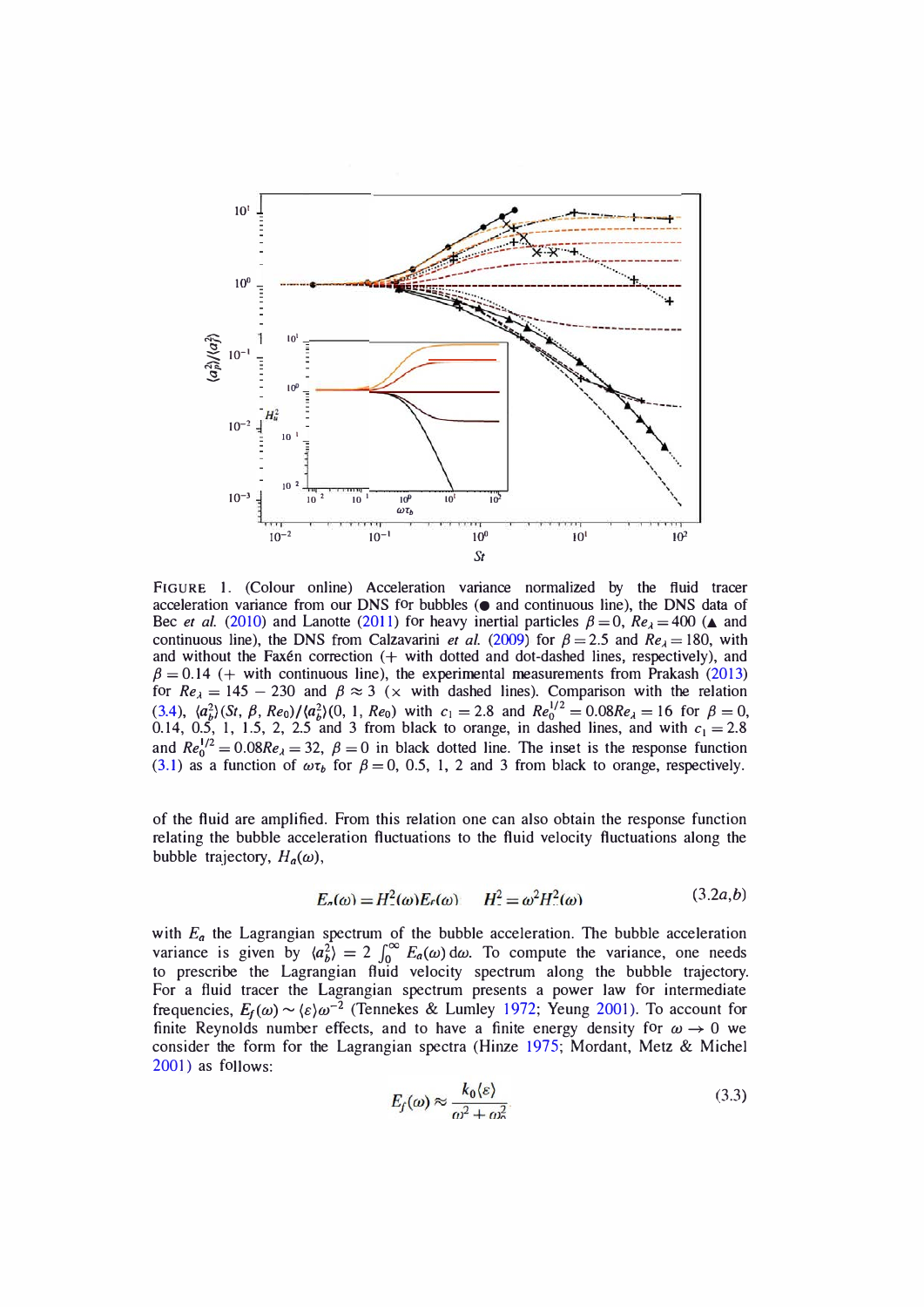FIGURE 1. (Colour online) Acceleration variance normalized by the fluid tracer acceleration variance from our DNS for bubbles (● and continuous line), the DNS data of Bec *et al.* (2010) and Lanotte (2011) for heavy inertial particles $\beta = 0$, $Re_\lambda = 400$ (▲ and continuous line), the DNS from Calzavarini *et al.* (2009) for $\beta = 2.5$ and $Re_\lambda = 180$, with and without the Faxén correction (+ with dotted and dot-dashed lines, respectively), and $\beta = 0.14$ (+ with continuous line), the experimental measurements from Prakash (2013) for $Re_\lambda = 145 - 230$ and $\beta \approx 3$ (× with dashed lines). Comparison with the relation (3.4), $\langle a_b^2 \rangle (St, \beta, Re_0) / \langle a_b^2 \rangle (0, 1, Re_0)$ with $c_1 = 2.8$ and $Re_0^{1/2} = 0.08 Re_\lambda = 16$ for $\beta = 0$, 0.14, 0.5, 1, 1.5, 2, 2.5 and 3 from black to orange, in dashed lines, and with $c_1 = 2.8$ and $Re_0^{1/2} = 0.08 Re_\lambda = 32$, $\beta = 0$ in black dotted line. The inset is the response function (3.1) as a function of $\omega \tau_b$ for $\beta = 0$, 0.5, 1, 2 and 3 from black to orange, respectively.

of the fluid are amplified. From this relation one can also obtain the response function relating the bubble acceleration fluctuations to the fluid velocity fluctuations along the bubble trajectory, $H_a(\omega)$,

$$E_a(\omega) = H_a^2(\omega) E_f(\omega) \qquad H_a^2 = \omega^2 H_u^2(\omega) \tag{3.2a,b}$$

with $E_a$ the Lagrangian spectrum of the bubble acceleration. The bubble acceleration variance is given by $\langle a_b^2 \rangle = 2 \int_0^\infty E_a(\omega)\, \mathrm{d}\omega$. To compute the variance, one needs to prescribe the Lagrangian fluid velocity spectrum along the bubble trajectory. For a fluid tracer the Lagrangian spectrum presents a power law for intermediate frequencies, $E_f(\omega) \sim \langle \varepsilon \rangle \omega^{-2}$ (Tennekes & Lumley 1972; Yeung 2001). To account for finite Reynolds number effects, and to have a finite energy density for $\omega \to 0$ we consider the form for the Lagrangian spectra (Hinze 1975; Mordant, Metz & Michel 2001) as follows:

$$E_f(\omega) \approx \frac{k_0 \langle \varepsilon \rangle}{\omega^2 + \omega_0^2} \tag{3.3}$$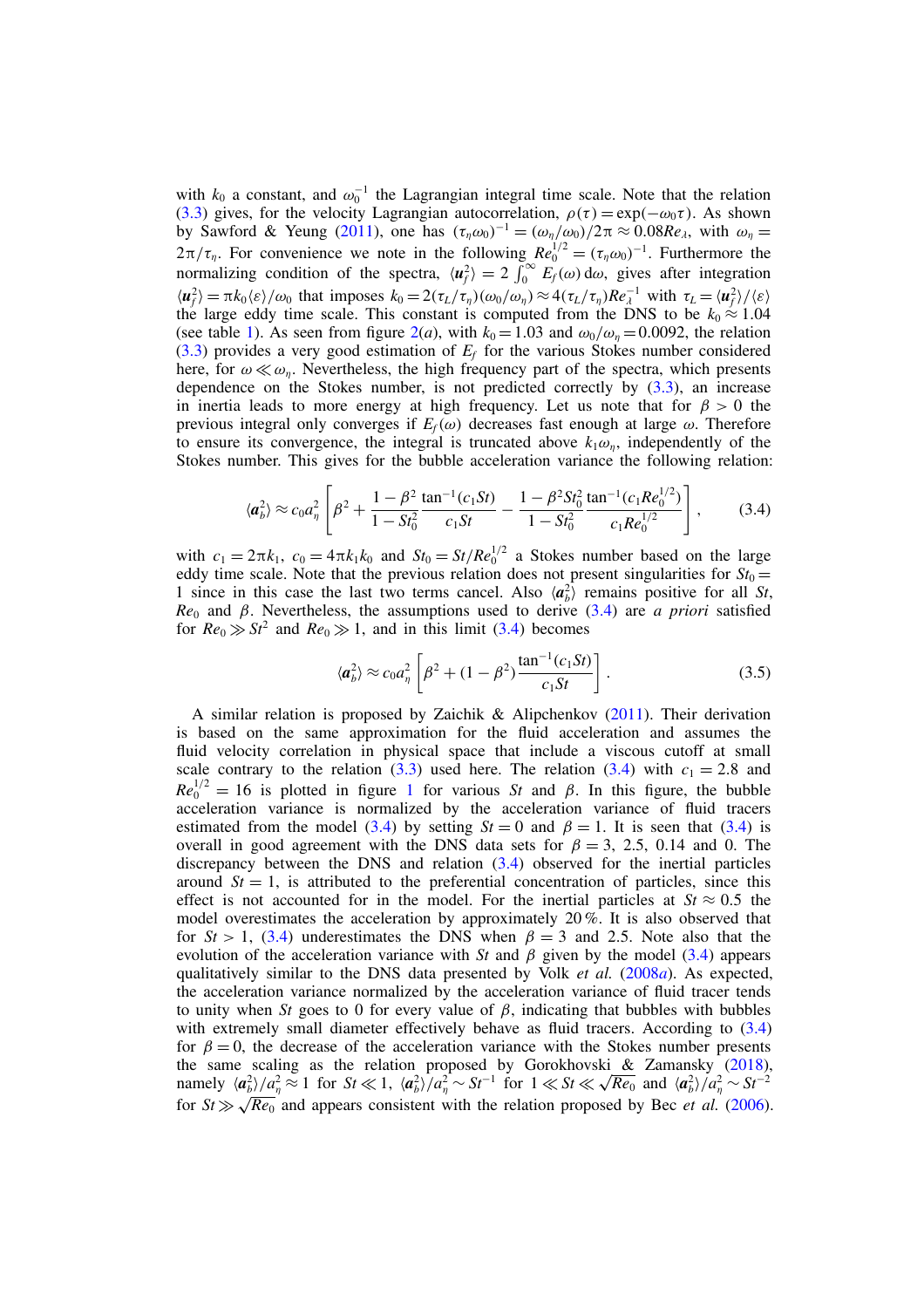with $k_0$ a constant, and $\omega_0^{-1}$ the Lagrangian integral time scale. Note that the relation (3.3) gives, for the velocity Lagrangian autocorrelation, $\rho(\tau) = \exp(-\omega_0 \tau)$. As shown by Sawford & Yeung (2011), one has $(\tau_\eta \omega_0)^{-1} = (\omega_\eta/\omega_0)/2\pi \approx 0.08 Re_\lambda$, with $\omega_\eta = 2\pi/\tau_\eta$. For convenience we note in the following $Re_0^{1/2} = (\tau_\eta \omega_0)^{-1}$. Furthermore the normalizing condition of the spectra, $\langle \boldsymbol{u}_f^2 \rangle = 2\int_0^\infty E_f(\omega)\,\mathrm{d}\omega$, gives after integration $\langle \boldsymbol{u}_f^2 \rangle = \pi k_0 \langle \varepsilon \rangle/\omega_0$ that imposes $k_0 = 2(\tau_L/\tau_\eta)(\omega_0/\omega_\eta) \approx 4(\tau_L/\tau_\eta) Re_\lambda^{-1}$ with $\tau_L = \langle \boldsymbol{u}_f^2 \rangle / \langle \varepsilon \rangle$ the large eddy time scale. This constant is computed from the DNS to be $k_0 \approx 1.04$ (see table 1). As seen from figure 2(*a*), with $k_0 = 1.03$ and $\omega_0/\omega_\eta = 0.0092$, the relation (3.3) provides a very good estimation of $E_f$ for the various Stokes number considered here, for $\omega \ll \omega_\eta$. Nevertheless, the high frequency part of the spectra, which presents dependence on the Stokes number, is not predicted correctly by (3.3), an increase in inertia leads to more energy at high frequency. Let us note that for $\beta > 0$ the previous integral only converges if $E_f(\omega)$ decreases fast enough at large $\omega$. Therefore to ensure its convergence, the integral is truncated above $k_1 \omega_\eta$, independently of the Stokes number. This gives for the bubble acceleration variance the following relation:

$$\langle \boldsymbol{a}_b^2 \rangle \approx c_0 a_\eta^2 \left[ \beta^2 + \frac{1-\beta^2}{1-St_0^2} \frac{\tan^{-1}(c_1 St)}{c_1 St} - \frac{1-\beta^2 St_0^2}{1-St_0^2} \frac{\tan^{-1}(c_1 Re_0^{1/2})}{c_1 Re_0^{1/2}} \right], \tag{3.4}$$

with $c_1 = 2\pi k_1$, $c_0 = 4\pi k_1 k_0$ and $St_0 = St/Re_0^{1/2}$ a Stokes number based on the large eddy time scale. Note that the previous relation does not present singularities for $St_0 = 1$ since in this case the last two terms cancel. Also $\langle \boldsymbol{a}_b^2 \rangle$ remains positive for all $St$, $Re_0$ and $\beta$. Nevertheless, the assumptions used to derive (3.4) are *a priori* satisfied for $Re_0 \gg St^2$ and $Re_0 \gg 1$, and in this limit (3.4) becomes

$$\langle \boldsymbol{a}_b^2 \rangle \approx c_0 a_\eta^2 \left[ \beta^2 + (1-\beta^2) \frac{\tan^{-1}(c_1 St)}{c_1 St} \right]. \tag{3.5}$$

A similar relation is proposed by Zaichik & Alipchenkov (2011). Their derivation is based on the same approximation for the fluid acceleration and assumes the fluid velocity correlation in physical space that include a viscous cutoff at small scale contrary to the relation (3.3) used here. The relation (3.4) with $c_1 = 2.8$ and $Re_0^{1/2} = 16$ is plotted in figure 1 for various $St$ and $\beta$. In this figure, the bubble acceleration variance is normalized by the acceleration variance of fluid tracers estimated from the model (3.4) by setting $St = 0$ and $\beta = 1$. It is seen that (3.4) is overall in good agreement with the DNS data sets for $\beta = 3$, 2.5, 0.14 and 0. The discrepancy between the DNS and relation (3.4) observed for the inertial particles around $St = 1$, is attributed to the preferential concentration of particles, since this effect is not accounted for in the model. For the inertial particles at $St \approx 0.5$ the model overestimates the acceleration by approximately 20 %. It is also observed that for $St > 1$, (3.4) underestimates the DNS when $\beta = 3$ and 2.5. Note also that the evolution of the acceleration variance with $St$ and $\beta$ given by the model (3.4) appears qualitatively similar to the DNS data presented by Volk *et al.* (2008*a*). As expected, the acceleration variance normalized by the acceleration variance of fluid tracer tends to unity when $St$ goes to 0 for every value of $\beta$, indicating that bubbles with bubbles with extremely small diameter effectively behave as fluid tracers. According to (3.4) for $\beta = 0$, the decrease of the acceleration variance with the Stokes number presents the same scaling as the relation proposed by Gorokhovski & Zamansky (2018), namely $\langle \boldsymbol{a}_b^2 \rangle / a_\eta^2 \approx 1$ for $St \ll 1$, $\langle \boldsymbol{a}_b^2 \rangle / a_\eta^2 \sim St^{-1}$ for $1 \ll St \ll \sqrt{Re_0}$ and $\langle \boldsymbol{a}_b^2 \rangle / a_\eta^2 \sim St^{-2}$ for $St \gg \sqrt{Re_0}$ and appears consistent with the relation proposed by Bec *et al.* (2006).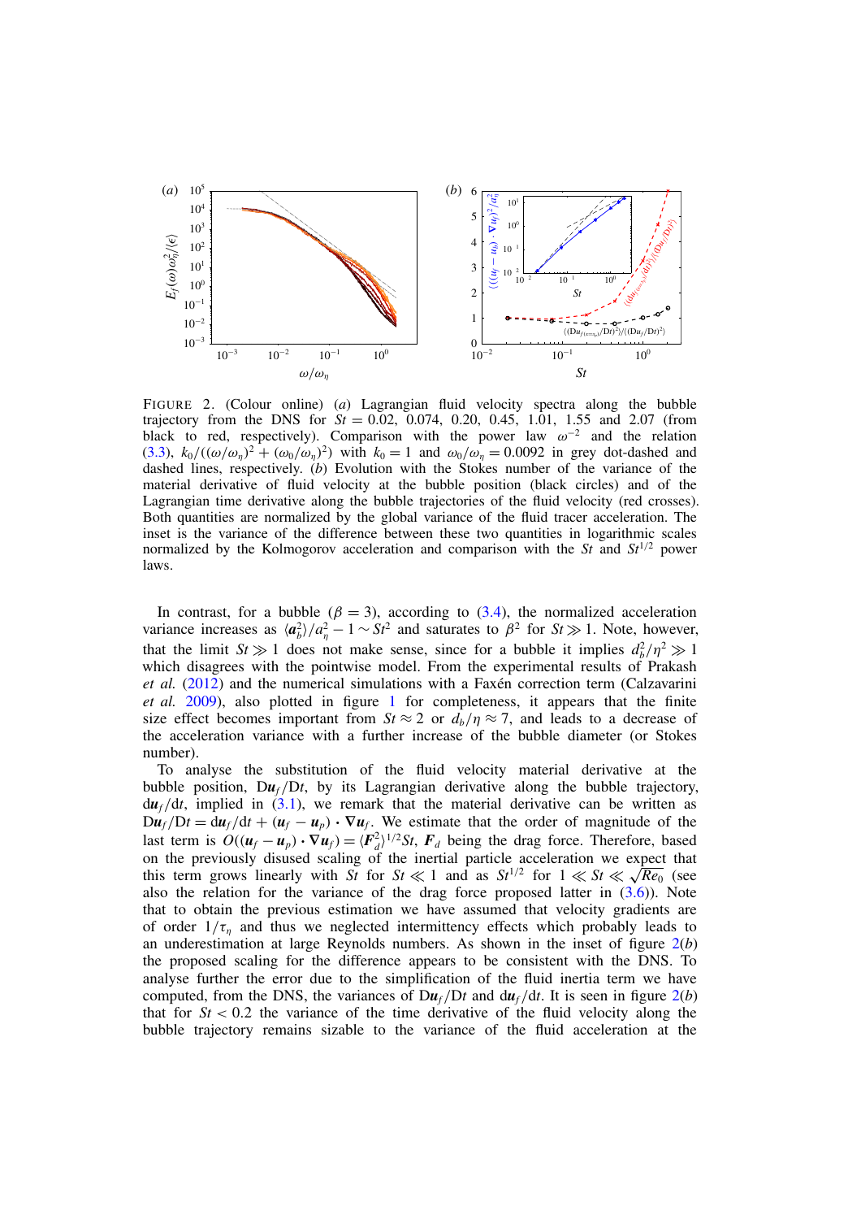FIGURE 2. (Colour online) (*a*) Lagrangian fluid velocity spectra along the bubble trajectory from the DNS for $St = 0.02$, 0.074, 0.20, 0.45, 1.01, 1.55 and 2.07 (from black to red, respectively). Comparison with the power law $\omega^{-2}$ and the relation (3.3), $k_0/((\omega/\omega_\eta)^2 + (\omega_0/\omega_\eta)^2)$ with $k_0 = 1$ and $\omega_0/\omega_\eta = 0.0092$ in grey dot-dashed and dashed lines, respectively. (*b*) Evolution with the Stokes number of the variance of the material derivative of fluid velocity at the bubble position (black circles) and of the Lagrangian time derivative along the bubble trajectories of the fluid velocity (red crosses). Both quantities are normalized by the global variance of the fluid tracer acceleration. The inset is the variance of the difference between these two quantities in logarithmic scales normalized by the Kolmogorov acceleration and comparison with the $St$ and $St^{1/2}$ power laws.

In contrast, for a bubble ($\beta = 3$), according to (3.4), the normalized acceleration variance increases as $\langle \boldsymbol{a}_b^2 \rangle / a_\eta^2 - 1 \sim St^2$ and saturates to $\beta^2$ for $St \gg 1$. Note, however, that the limit $St \gg 1$ does not make sense, since for a bubble it implies $d_b^2/\eta^2 \gg 1$ which disagrees with the pointwise model. From the experimental results of Prakash *et al.* (2012) and the numerical simulations with a Faxén correction term (Calzavarini *et al.* 2009), also plotted in figure 1 for completeness, it appears that the finite size effect becomes important from $St \approx 2$ or $d_b/\eta \approx 7$, and leads to a decrease of the acceleration variance with a further increase of the bubble diameter (or Stokes number).

To analyse the substitution of the fluid velocity material derivative at the bubble position, $\mathrm{D}\boldsymbol{u}_f/\mathrm{D}t$, by its Lagrangian derivative along the bubble trajectory, $\mathrm{d}\boldsymbol{u}_f/\mathrm{d}t$, implied in (3.1), we remark that the material derivative can be written as $\mathrm{D}\boldsymbol{u}_f/\mathrm{D}t = \mathrm{d}\boldsymbol{u}_f/\mathrm{d}t + (\boldsymbol{u}_f - \boldsymbol{u}_p) \cdot \nabla \boldsymbol{u}_f$. We estimate that the order of magnitude of the last term is $O((\boldsymbol{u}_f - \boldsymbol{u}_p) \cdot \nabla \boldsymbol{u}_f) = \langle \boldsymbol{F}_d^2 \rangle^{1/2} St$, $\boldsymbol{F}_d$ being the drag force. Therefore, based on the previously disused scaling of the inertial particle acceleration we expect that this term grows linearly with $St$ for $St \ll 1$ and as $St^{1/2}$ for $1 \ll St \ll \sqrt{Re_0}$ (see also the relation for the variance of the drag force proposed latter in (3.6)). Note that to obtain the previous estimation we have assumed that velocity gradients are of order $1/\tau_\eta$ and thus we neglected intermittency effects which probably leads to an underestimation at large Reynolds numbers. As shown in the inset of figure 2(*b*) the proposed scaling for the difference appears to be consistent with the DNS. To analyse further the error due to the simplification of the fluid inertia term we have computed, from the DNS, the variances of $\mathrm{D}\boldsymbol{u}_f/\mathrm{D}t$ and $\mathrm{d}\boldsymbol{u}_f/\mathrm{d}t$. It is seen in figure 2(*b*) that for $St < 0.2$ the variance of the time derivative of the fluid velocity along the bubble trajectory remains sizable to the variance of the fluid acceleration at the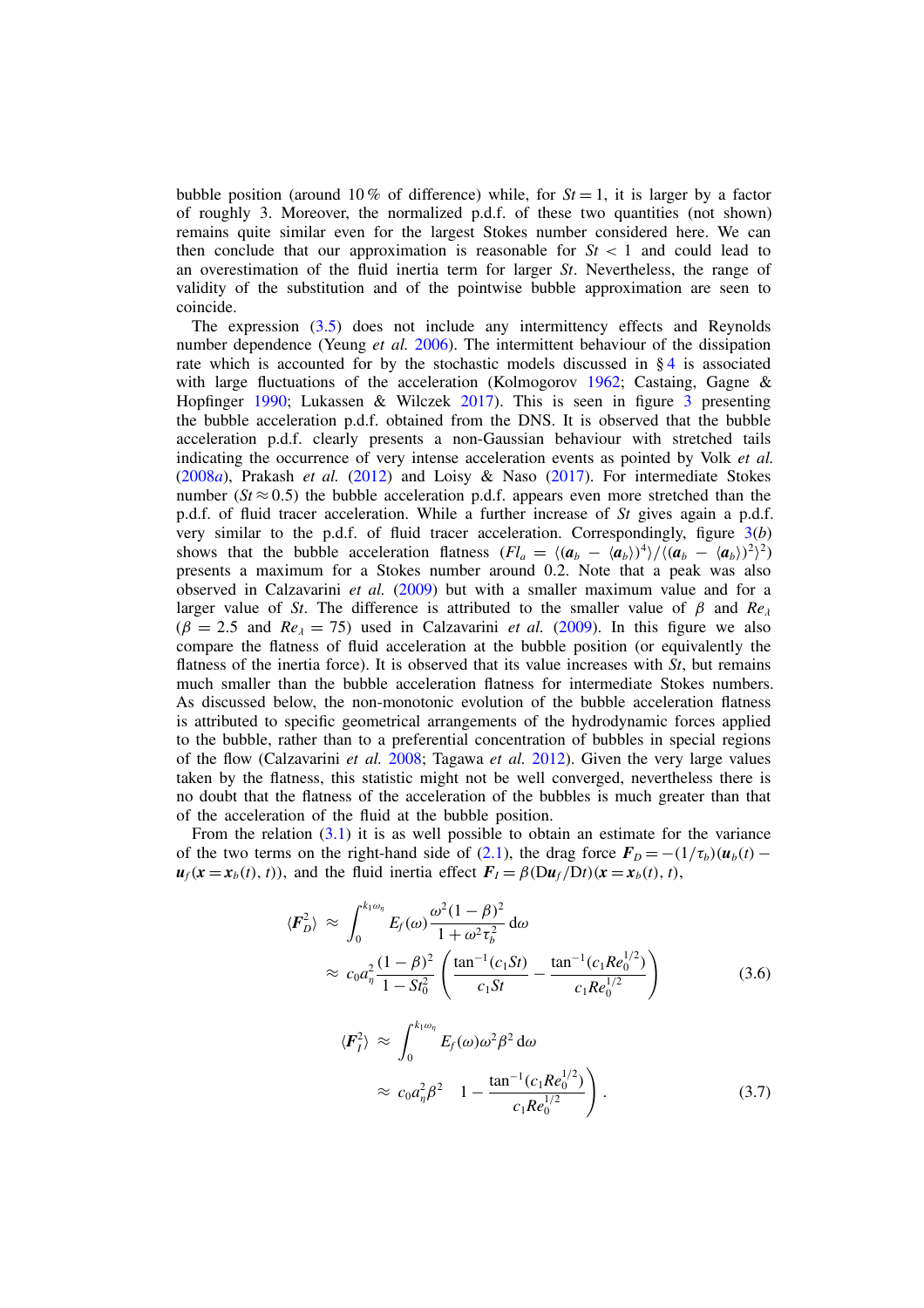bubble position (around 10 % of difference) while, for $St = 1$, it is larger by a factor of roughly 3. Moreover, the normalized p.d.f. of these two quantities (not shown) remains quite similar even for the largest Stokes number considered here. We can then conclude that our approximation is reasonable for $St < 1$ and could lead to an overestimation of the fluid inertia term for larger $St$. Nevertheless, the range of validity of the substitution and of the pointwise bubble approximation are seen to coincide.

The expression (3.5) does not include any intermittency effects and Reynolds number dependence (Yeung *et al.* 2006). The intermittent behaviour of the dissipation rate which is accounted for by the stochastic models discussed in § 4 is associated with large fluctuations of the acceleration (Kolmogorov 1962; Castaing, Gagne & Hopfinger 1990; Lukassen & Wilczek 2017). This is seen in figure 3 presenting the bubble acceleration p.d.f. obtained from the DNS. It is observed that the bubble acceleration p.d.f. clearly presents a non-Gaussian behaviour with stretched tails indicating the occurrence of very intense acceleration events as pointed by Volk *et al.* (2008*a*), Prakash *et al.* (2012) and Loisy & Naso (2017). For intermediate Stokes number ($St \approx 0.5$) the bubble acceleration p.d.f. appears even more stretched than the p.d.f. of fluid tracer acceleration. While a further increase of $St$ gives again a p.d.f. very similar to the p.d.f. of fluid tracer acceleration. Correspondingly, figure 3(*b*) shows that the bubble acceleration flatness ($Fl_a = \langle (\boldsymbol{a}_b - \langle \boldsymbol{a}_b \rangle)^4 \rangle / \langle (\boldsymbol{a}_b - \langle \boldsymbol{a}_b \rangle)^2 \rangle^2$) presents a maximum for a Stokes number around 0.2. Note that a peak was also observed in Calzavarini *et al.* (2009) but with a smaller maximum value and for a larger value of $St$. The difference is attributed to the smaller value of $\beta$ and $Re_\lambda$ ($\beta = 2.5$ and $Re_\lambda = 75$) used in Calzavarini *et al.* (2009). In this figure we also compare the flatness of fluid acceleration at the bubble position (or equivalently the flatness of the inertia force). It is observed that its value increases with $St$, but remains much smaller than the bubble acceleration flatness for intermediate Stokes numbers. As discussed below, the non-monotonic evolution of the bubble acceleration flatness is attributed to specific geometrical arrangements of the hydrodynamic forces applied to the bubble, rather than to a preferential concentration of bubbles in special regions of the flow (Calzavarini *et al.* 2008; Tagawa *et al.* 2012). Given the very large values taken by the flatness, this statistic might not be well converged, nevertheless there is no doubt that the flatness of the acceleration of the bubbles is much greater than that of the acceleration of the fluid at the bubble position.

From the relation (3.1) it is as well possible to obtain an estimate for the variance of the two terms on the right-hand side of (2.1), the drag force $\boldsymbol{F}_D = -(1/\tau_b)(\boldsymbol{u}_b(t) - \boldsymbol{u}_f(\boldsymbol{x} = \boldsymbol{x}_b(t), t))$, and the fluid inertia effect $\boldsymbol{F}_I = \beta (\mathrm{D}\boldsymbol{u}_f/\mathrm{D}t)(\boldsymbol{x} = \boldsymbol{x}_b(t), t)$,

$$
\begin{aligned}
\langle \boldsymbol{F}_D^2 \rangle &\approx \int_0^{k_1 \omega_\eta} E_f(\omega) \frac{\omega^2 (1-\beta)^2}{1 + \omega^2 \tau_b^2} \, \mathrm{d}\omega \\
&\approx c_0 a_\eta^2 \frac{(1-\beta)^2}{1 - St_0^2} \left( \frac{\tan^{-1}(c_1 St)}{c_1 St} - \frac{\tan^{-1}(c_1 Re_0^{1/2})}{c_1 Re_0^{1/2}} \right)
\end{aligned}
\tag{3.6}
$$

$$
\begin{aligned}
\langle \boldsymbol{F}_I^2 \rangle &\approx \int_0^{k_1 \omega_\eta} E_f(\omega) \omega^2 \beta^2 \, \mathrm{d}\omega \\
&\approx c_0 a_\eta^2 \beta^2 \left( 1 - \frac{\tan^{-1}(c_1 Re_0^{1/2})}{c_1 Re_0^{1/2}} \right).
\end{aligned}
\tag{3.7}
$$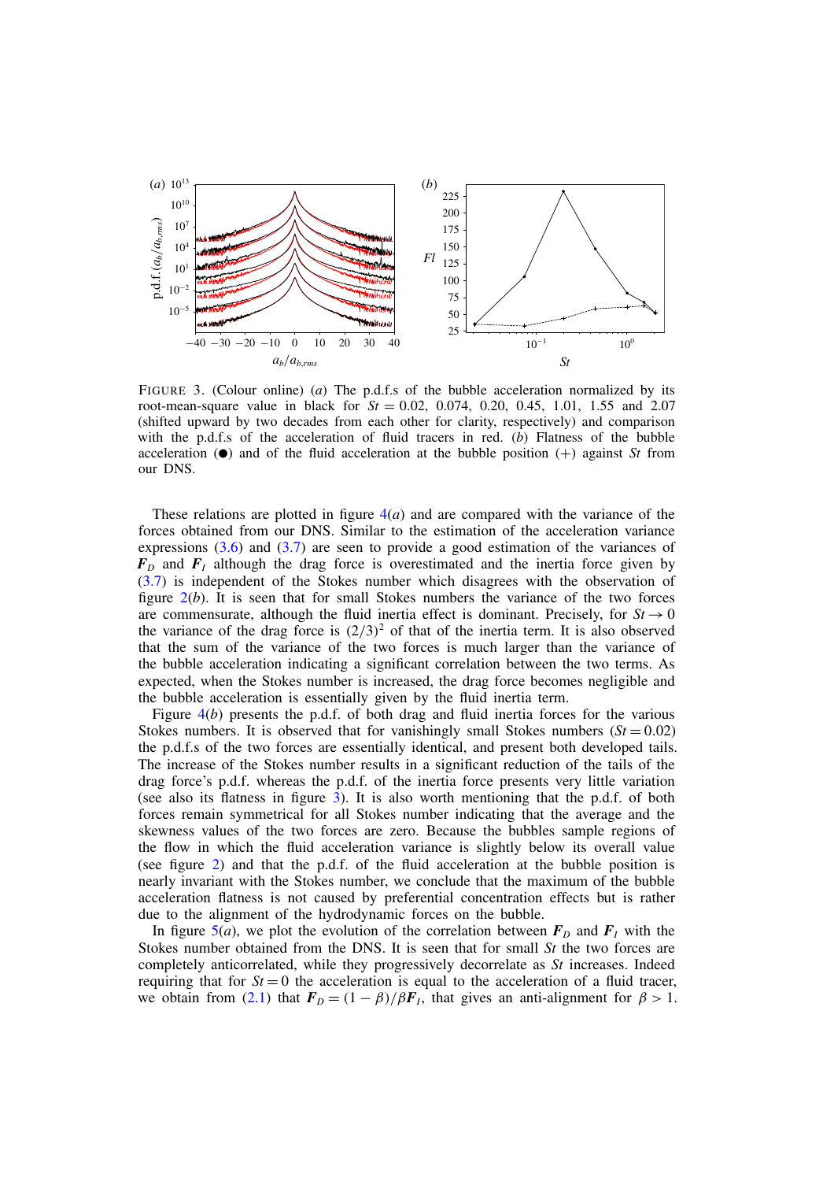FIGURE 3. (Colour online) (*a*) The p.d.f.s of the bubble acceleration normalized by its root-mean-square value in black for $St$ = 0.02, 0.074, 0.20, 0.45, 1.01, 1.55 and 2.07 (shifted upward by two decades from each other for clarity, respectively) and comparison with the p.d.f.s of the acceleration of fluid tracers in red. (*b*) Flatness of the bubble acceleration (●) and of the fluid acceleration at the bubble position (+) against $St$ from our DNS.

These relations are plotted in figure 4(*a*) and are compared with the variance of the forces obtained from our DNS. Similar to the estimation of the acceleration variance expressions (3.6) and (3.7) are seen to provide a good estimation of the variances of $\boldsymbol{F}_D$ and $\boldsymbol{F}_I$ although the drag force is overestimated and the inertia force given by (3.7) is independent of the Stokes number which disagrees with the observation of figure 2(*b*). It is seen that for small Stokes numbers the variance of the two forces are commensurate, although the fluid inertia effect is dominant. Precisely, for $St \to 0$ the variance of the drag force is $(2/3)^2$ of that of the inertia term. It is also observed that the sum of the variance of the two forces is much larger than the variance of the bubble acceleration indicating a significant correlation between the two terms. As expected, when the Stokes number is increased, the drag force becomes negligible and the bubble acceleration is essentially given by the fluid inertia term.

Figure 4(*b*) presents the p.d.f. of both drag and fluid inertia forces for the various Stokes numbers. It is observed that for vanishingly small Stokes numbers ($St = 0.02$) the p.d.f.s of the two forces are essentially identical, and present both developed tails. The increase of the Stokes number results in a significant reduction of the tails of the drag force's p.d.f. whereas the p.d.f. of the inertia force presents very little variation (see also its flatness in figure 3). It is also worth mentioning that the p.d.f. of both forces remain symmetrical for all Stokes number indicating that the average and the skewness values of the two forces are zero. Because the bubbles sample regions of the flow in which the fluid acceleration variance is slightly below its overall value (see figure 2) and that the p.d.f. of the fluid acceleration at the bubble position is nearly invariant with the Stokes number, we conclude that the maximum of the bubble acceleration flatness is not caused by preferential concentration effects but is rather due to the alignment of the hydrodynamic forces on the bubble.

In figure 5(*a*), we plot the evolution of the correlation between $\boldsymbol{F}_D$ and $\boldsymbol{F}_I$ with the Stokes number obtained from the DNS. It is seen that for small $St$ the two forces are completely anticorrelated, while they progressively decorrelate as $St$ increases. Indeed requiring that for $St = 0$ the acceleration is equal to the acceleration of a fluid tracer, we obtain from (2.1) that $\boldsymbol{F}_D = (1 - \beta)/\beta \boldsymbol{F}_I$, that gives an anti-alignment for $\beta > 1$.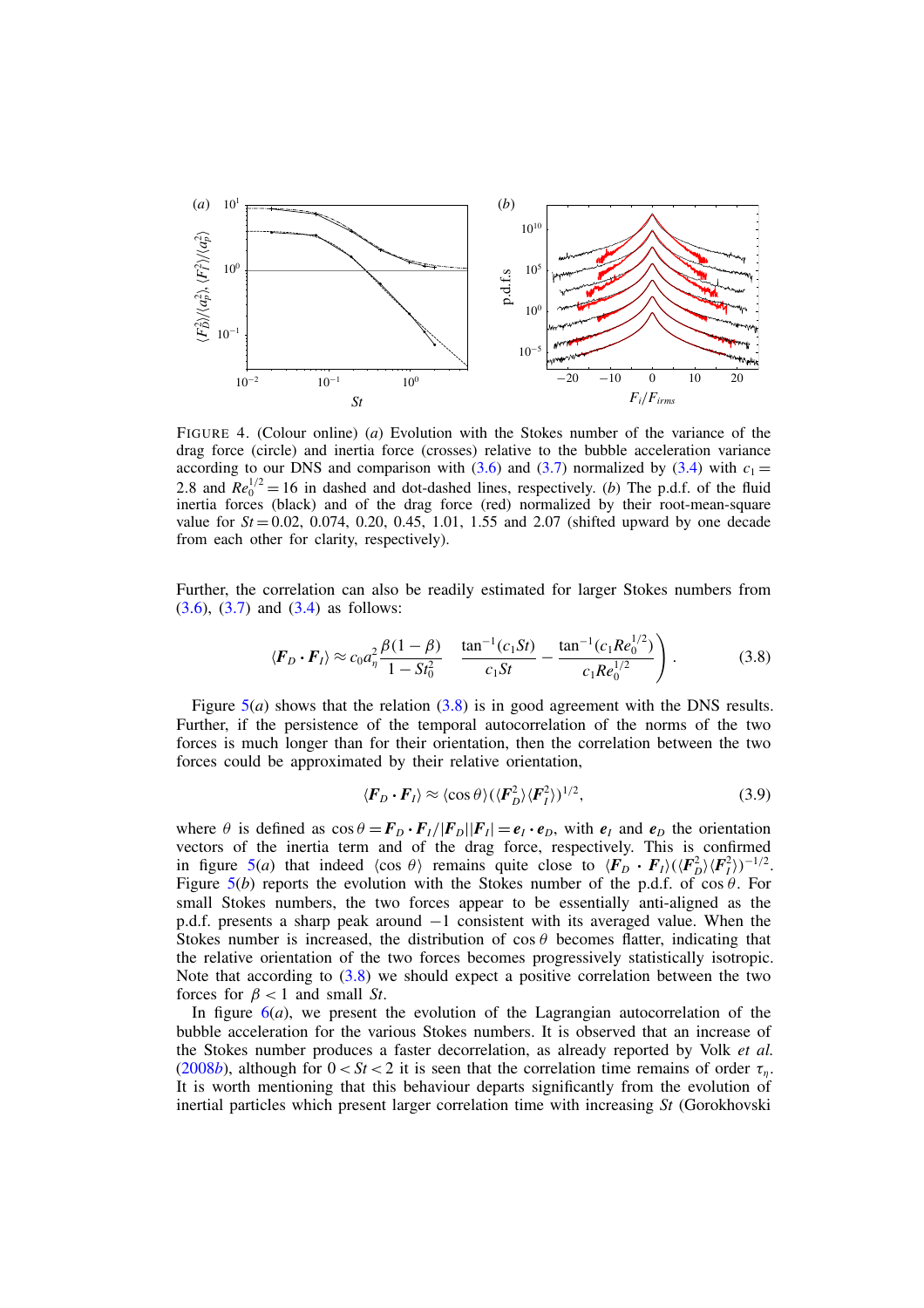FIGURE 4. (Colour online) (*a*) Evolution with the Stokes number of the variance of the drag force (circle) and inertia force (crosses) relative to the bubble acceleration variance according to our DNS and comparison with (3.6) and (3.7) normalized by (3.4) with $c_1 = 2.8$ and $Re_0^{1/2} = 16$ in dashed and dot-dashed lines, respectively. (*b*) The p.d.f. of the fluid inertia forces (black) and of the drag force (red) normalized by their root-mean-square value for $St = 0.02$, 0.074, 0.20, 0.45, 1.01, 1.55 and 2.07 (shifted upward by one decade from each other for clarity, respectively).

Further, the correlation can also be readily estimated for larger Stokes numbers from (3.6), (3.7) and (3.4) as follows:

$$\langle \boldsymbol{F}_D \cdot \boldsymbol{F}_I \rangle \approx c_0 a_\eta^2 \frac{\beta(1-\beta)}{1 - St_0^2} \left( \frac{\tan^{-1}(c_1 St)}{c_1 St} - \frac{\tan^{-1}(c_1 Re_0^{1/2})}{c_1 Re_0^{1/2}} \right). \tag{3.8}$$

Figure 5(*a*) shows that the relation (3.8) is in good agreement with the DNS results. Further, if the persistence of the temporal autocorrelation of the norms of the two forces is much longer than for their orientation, then the correlation between the two forces could be approximated by their relative orientation,

$$\langle \boldsymbol{F}_D \cdot \boldsymbol{F}_I \rangle \approx \langle \cos\theta \rangle (\langle \boldsymbol{F}_D^2 \rangle \langle \boldsymbol{F}_I^2 \rangle)^{1/2}, \tag{3.9}$$

where $\theta$ is defined as $\cos\theta = \boldsymbol{F}_D \cdot \boldsymbol{F}_I / |\boldsymbol{F}_D||\boldsymbol{F}_I| = \boldsymbol{e}_I \cdot \boldsymbol{e}_D$, with $\boldsymbol{e}_I$ and $\boldsymbol{e}_D$ the orientation vectors of the inertia term and of the drag force, respectively. This is confirmed in figure 5(*a*) that indeed $\langle \cos\theta \rangle$ remains quite close to $\langle \boldsymbol{F}_D \cdot \boldsymbol{F}_I \rangle (\langle \boldsymbol{F}_D^2 \rangle \langle \boldsymbol{F}_I^2 \rangle)^{-1/2}$. Figure 5(*b*) reports the evolution with the Stokes number of the p.d.f. of $\cos\theta$. For small Stokes numbers, the two forces appear to be essentially anti-aligned as the p.d.f. presents a sharp peak around $-1$ consistent with its averaged value. When the Stokes number is increased, the distribution of $\cos\theta$ becomes flatter, indicating that the relative orientation of the two forces becomes progressively statistically isotropic. Note that according to (3.8) we should expect a positive correlation between the two forces for $\beta < 1$ and small $St$.

In figure 6(*a*), we present the evolution of the Lagrangian autocorrelation of the bubble acceleration for the various Stokes numbers. It is observed that an increase of the Stokes number produces a faster decorrelation, as already reported by Volk *et al.* (2008*b*), although for $0 < St < 2$ it is seen that the correlation time remains of order $\tau_\eta$. It is worth mentioning that this behaviour departs significantly from the evolution of inertial particles which present larger correlation time with increasing $St$ (Gorokhovski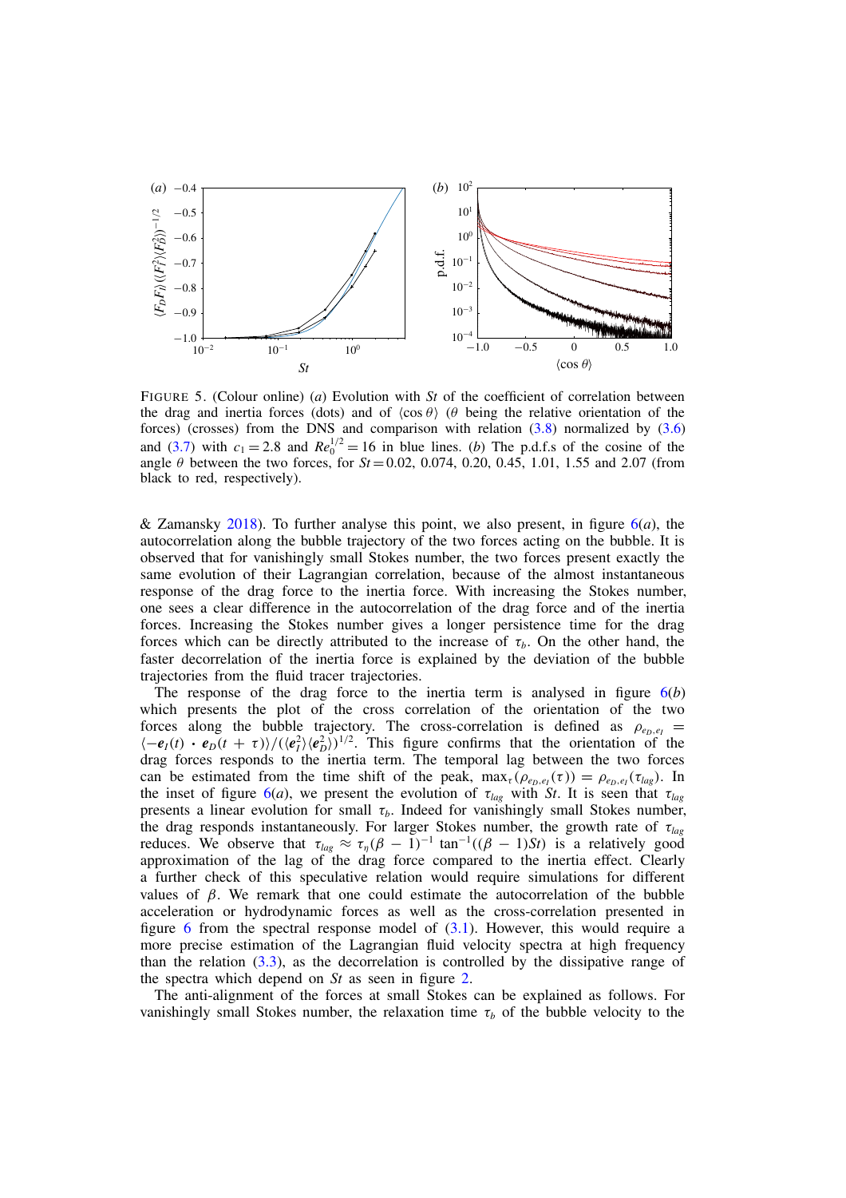FIGURE 5. (Colour online) (*a*) Evolution with $St$ of the coefficient of correlation between the drag and inertia forces (dots) and of $\langle \cos\theta \rangle$ ($\theta$ being the relative orientation of the forces) (crosses) from the DNS and comparison with relation (3.8) normalized by (3.6) and (3.7) with $c_1 = 2.8$ and $Re_0^{1/2} = 16$ in blue lines. (*b*) The p.d.f.s of the cosine of the angle $\theta$ between the two forces, for $St = 0.02$, 0.074, 0.20, 0.45, 1.01, 1.55 and 2.07 (from black to red, respectively).

& Zamansky 2018). To further analyse this point, we also present, in figure 6(*a*), the autocorrelation along the bubble trajectory of the two forces acting on the bubble. It is observed that for vanishingly small Stokes number, the two forces present exactly the same evolution of their Lagrangian correlation, because of the almost instantaneous response of the drag force to the inertia force. With increasing the Stokes number, one sees a clear difference in the autocorrelation of the drag force and of the inertia forces. Increasing the Stokes number gives a longer persistence time for the drag forces which can be directly attributed to the increase of $\tau_b$. On the other hand, the faster decorrelation of the inertia force is explained by the deviation of the bubble trajectories from the fluid tracer trajectories.

The response of the drag force to the inertia term is analysed in figure 6(*b*) which presents the plot of the cross correlation of the orientation of the two forces along the bubble trajectory. The cross-correlation is defined as $\rho_{e_D,e_I} = \langle -\boldsymbol{e}_I(t) \cdot \boldsymbol{e}_D(t+\tau)\rangle / (\langle \boldsymbol{e}_I^2 \rangle \langle \boldsymbol{e}_D^2 \rangle)^{1/2}$. This figure confirms that the orientation of the drag forces responds to the inertia term. The temporal lag between the two forces can be estimated from the time shift of the peak, $\max_\tau(\rho_{e_D,e_I}(\tau)) = \rho_{e_D,e_I}(\tau_{lag})$. In the inset of figure 6(*a*), we present the evolution of $\tau_{lag}$ with $St$. It is seen that $\tau_{lag}$ presents a linear evolution for small $\tau_b$. Indeed for vanishingly small Stokes number, the drag responds instantaneously. For larger Stokes number, the growth rate of $\tau_{lag}$ reduces. We observe that $\tau_{lag} \approx \tau_\eta (\beta - 1)^{-1} \tan^{-1}((\beta - 1)St)$ is a relatively good approximation of the lag of the drag force compared to the inertia effect. Clearly a further check of this speculative relation would require simulations for different values of $\beta$. We remark that one could estimate the autocorrelation of the bubble acceleration or hydrodynamic forces as well as the cross-correlation presented in figure 6 from the spectral response model of (3.1). However, this would require a more precise estimation of the Lagrangian fluid velocity spectra at high frequency than the relation (3.3), as the decorrelation is controlled by the dissipative range of the spectra which depend on $St$ as seen in figure 2.

The anti-alignment of the forces at small Stokes can be explained as follows. For vanishingly small Stokes number, the relaxation time $\tau_b$ of the bubble velocity to the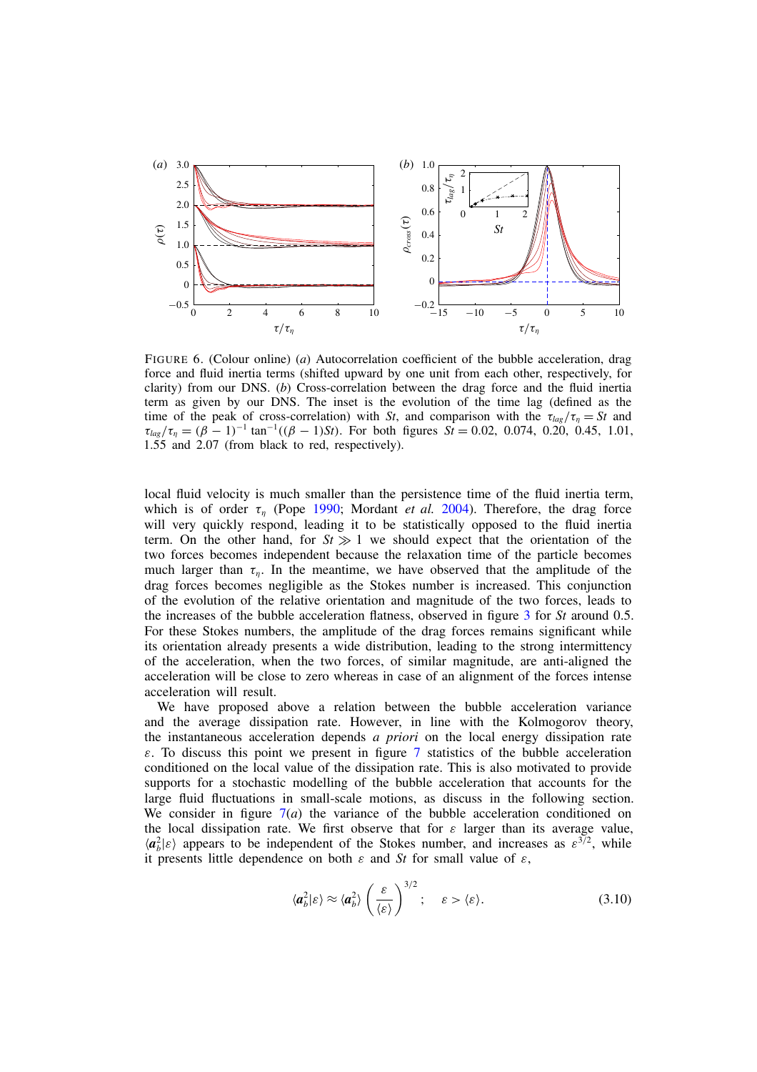FIGURE 6. (Colour online) (*a*) Autocorrelation coefficient of the bubble acceleration, drag force and fluid inertia terms (shifted upward by one unit from each other, respectively, for clarity) from our DNS. (*b*) Cross-correlation between the drag force and the fluid inertia term as given by our DNS. The inset is the evolution of the time lag (defined as the time of the peak of cross-correlation) with $St$, and comparison with the $\tau_{lag}/\tau_\eta = St$ and $\tau_{lag}/\tau_\eta = (\beta - 1)^{-1} \tan^{-1}((\beta - 1)St)$. For both figures $St = 0.02$, 0.074, 0.20, 0.45, 1.01, 1.55 and 2.07 (from black to red, respectively).

local fluid velocity is much smaller than the persistence time of the fluid inertia term, which is of order $\tau_\eta$ (Pope 1990; Mordant *et al.* 2004). Therefore, the drag force will very quickly respond, leading it to be statistically opposed to the fluid inertia term. On the other hand, for $St \gg 1$ we should expect that the orientation of the two forces becomes independent because the relaxation time of the particle becomes much larger than $\tau_\eta$. In the meantime, we have observed that the amplitude of the drag forces becomes negligible as the Stokes number is increased. This conjunction of the evolution of the relative orientation and magnitude of the two forces, leads to the increases of the bubble acceleration flatness, observed in figure 3 for $St$ around 0.5. For these Stokes numbers, the amplitude of the drag forces remains significant while its orientation already presents a wide distribution, leading to the strong intermittency of the acceleration, when the two forces, of similar magnitude, are anti-aligned the acceleration will be close to zero whereas in case of an alignment of the forces intense acceleration will result.

We have proposed above a relation between the bubble acceleration variance and the average dissipation rate. However, in line with the Kolmogorov theory, the instantaneous acceleration depends *a priori* on the local energy dissipation rate $\varepsilon$. To discuss this point we present in figure 7 statistics of the bubble acceleration conditioned on the local value of the dissipation rate. This is also motivated to provide supports for a stochastic modelling of the bubble acceleration that accounts for the large fluid fluctuations in small-scale motions, as discuss in the following section. We consider in figure 7(*a*) the variance of the bubble acceleration conditioned on the local dissipation rate. We first observe that for $\varepsilon$ larger than its average value, $\langle \boldsymbol{a}_b^2 | \varepsilon \rangle$ appears to be independent of the Stokes number, and increases as $\varepsilon^{3/2}$, while it presents little dependence on both $\varepsilon$ and $St$ for small value of $\varepsilon$,

$$\langle \boldsymbol{a}_b^2 | \varepsilon \rangle \approx \langle \boldsymbol{a}_b^2 \rangle \left( \frac{\varepsilon}{\langle \varepsilon \rangle} \right)^{3/2}; \quad \varepsilon > \langle \varepsilon \rangle. \tag{3.10}$$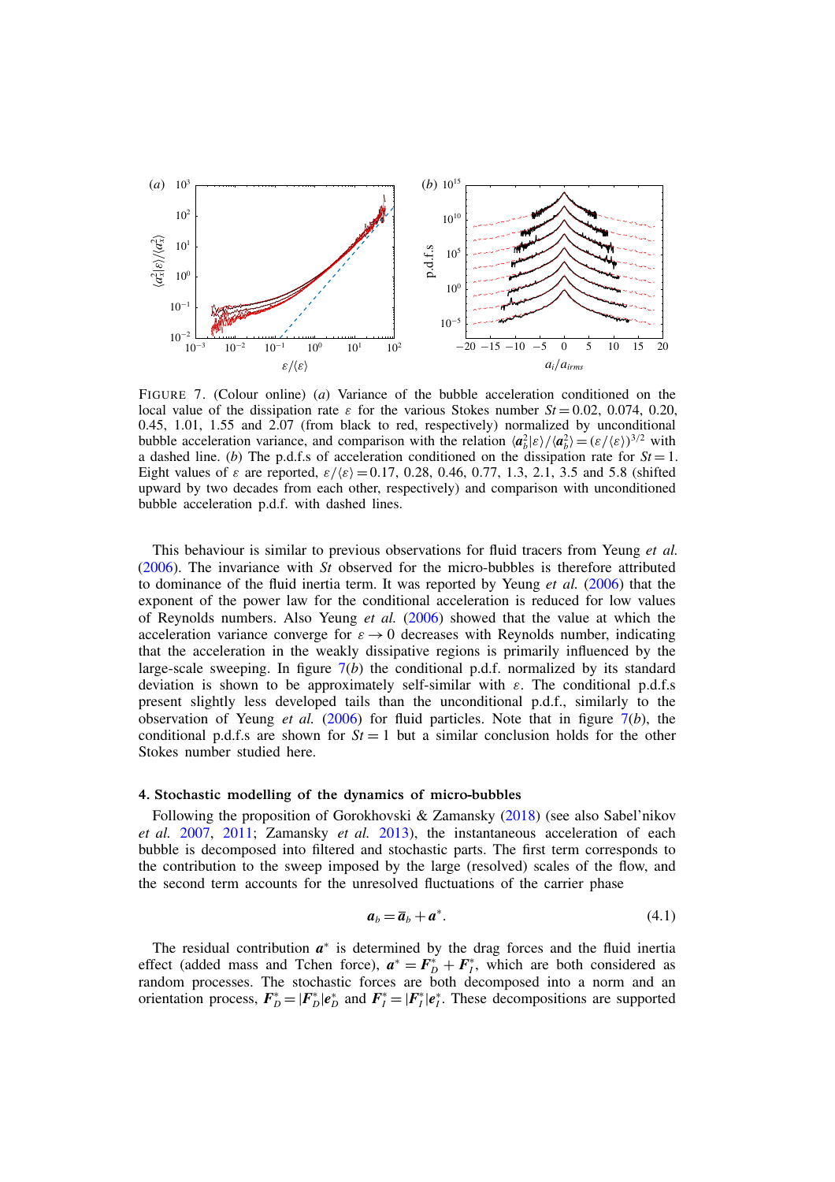FIGURE 7. (Colour online) (*a*) Variance of the bubble acceleration conditioned on the local value of the dissipation rate $\varepsilon$ for the various Stokes number $St = 0.02$, 0.074, 0.20, 0.45, 1.01, 1.55 and 2.07 (from black to red, respectively) normalized by unconditional bubble acceleration variance, and comparison with the relation $\langle \boldsymbol{a}_b^2 | \varepsilon \rangle / \langle \boldsymbol{a}_b^2 \rangle = (\varepsilon / \langle \varepsilon \rangle)^{3/2}$ with a dashed line. (*b*) The p.d.f.s of acceleration conditioned on the dissipation rate for $St = 1$. Eight values of $\varepsilon$ are reported, $\varepsilon / \langle \varepsilon \rangle = 0.17$, 0.28, 0.46, 0.77, 1.3, 2.1, 3.5 and 5.8 (shifted upward by two decades from each other, respectively) and comparison with unconditioned bubble acceleration p.d.f. with dashed lines.

This behaviour is similar to previous observations for fluid tracers from Yeung *et al.* (2006). The invariance with *St* observed for the micro-bubbles is therefore attributed to dominance of the fluid inertia term. It was reported by Yeung *et al.* (2006) that the exponent of the power law for the conditional acceleration is reduced for low values of Reynolds numbers. Also Yeung *et al.* (2006) showed that the value at which the acceleration variance converge for $\varepsilon \to 0$ decreases with Reynolds number, indicating that the acceleration in the weakly dissipative regions is primarily influenced by the large-scale sweeping. In figure 7(*b*) the conditional p.d.f. normalized by its standard deviation is shown to be approximately self-similar with $\varepsilon$. The conditional p.d.f.s present slightly less developed tails than the unconditional p.d.f., similarly to the observation of Yeung *et al.* (2006) for fluid particles. Note that in figure 7(*b*), the conditional p.d.f.s are shown for $St = 1$ but a similar conclusion holds for the other Stokes number studied here.

## 4. Stochastic modelling of the dynamics of micro-bubbles

Following the proposition of Gorokhovski & Zamansky (2018) (see also Sabel'nikov *et al.* 2007, 2011; Zamansky *et al.* 2013), the instantaneous acceleration of each bubble is decomposed into filtered and stochastic parts. The first term corresponds to the contribution to the sweep imposed by the large (resolved) scales of the flow, and the second term accounts for the unresolved fluctuations of the carrier phase

$$\boldsymbol{a}_b = \overline{\boldsymbol{a}}_b + \boldsymbol{a}^*. \tag{4.1}$$

The residual contribution $\boldsymbol{a}^*$ is determined by the drag forces and the fluid inertia effect (added mass and Tchen force), $\boldsymbol{a}^* = \boldsymbol{F}_D^* + \boldsymbol{F}_I^*$, which are both considered as random processes. The stochastic forces are both decomposed into a norm and an orientation process, $\boldsymbol{F}_D^* = |\boldsymbol{F}_D^*| \boldsymbol{e}_D^*$ and $\boldsymbol{F}_I^* = |\boldsymbol{F}_I^*| \boldsymbol{e}_I^*$. These decompositions are supported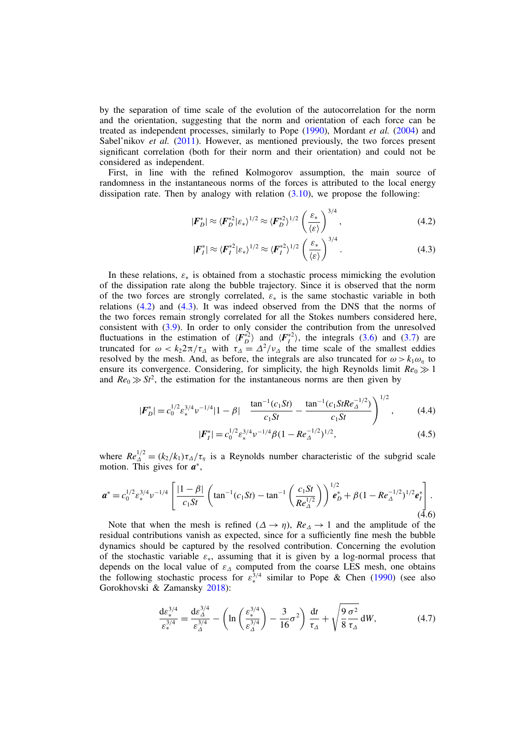by the separation of time scale of the evolution of the autocorrelation for the norm and the orientation, suggesting that the norm and orientation of each force can be treated as independent processes, similarly to Pope (1990), Mordant *et al.* (2004) and Sabel'nikov *et al.* (2011). However, as mentioned previously, the two forces present significant correlation (both for their norm and their orientation) and could not be considered as independent.

First, in line with the refined Kolmogorov assumption, the main source of randomness in the instantaneous norms of the forces is attributed to the local energy dissipation rate. Then by analogy with relation (3.10), we propose the following:

$$|\boldsymbol{F}_D^*| \approx \langle \boldsymbol{F}_D^{*2} | \varepsilon_* \rangle^{1/2} \approx \langle \boldsymbol{F}_D^{*2} \rangle^{1/2} \left( \frac{\varepsilon_*}{\langle \varepsilon \rangle} \right)^{3/4}, \tag{4.2}$$

$$|\boldsymbol{F}_I^*| \approx \langle \boldsymbol{F}_I^{*2} | \varepsilon_* \rangle^{1/2} \approx \langle \boldsymbol{F}_I^{*2} \rangle^{1/2} \left( \frac{\varepsilon_*}{\langle \varepsilon \rangle} \right)^{3/4}. \tag{4.3}$$

In these relations, $\varepsilon_*$ is obtained from a stochastic process mimicking the evolution of the dissipation rate along the bubble trajectory. Since it is observed that the norm of the two forces are strongly correlated, $\varepsilon_*$ is the same stochastic variable in both relations (4.2) and (4.3). It was indeed observed from the DNS that the norms of the two forces remain strongly correlated for all the Stokes numbers considered here, consistent with (3.9). In order to only consider the contribution from the unresolved fluctuations in the estimation of $\langle \boldsymbol{F}_D^{*2} \rangle$ and $\langle \boldsymbol{F}_I^{*2} \rangle$, the integrals (3.6) and (3.7) are truncated for $\omega < k_2 2\pi/\tau_\Delta$ with $\tau_\Delta = \Delta^2/\nu_\Delta$ the time scale of the smallest eddies resolved by the mesh. And, as before, the integrals are also truncated for $\omega > k_1 \omega_\eta$ to ensure its convergence. Considering, for simplicity, the high Reynolds limit $Re_0 \gg 1$ and $Re_0 \gg St^2$, the estimation for the instantaneous norms are then given by

$$|\boldsymbol{F}_D^*| = c_0^{1/2} \varepsilon_*^{3/4} \nu^{-1/4} |1-\beta| \left( \frac{\tan^{-1}(c_1 St)}{c_1 St} - \frac{\tan^{-1}(c_1 St Re_\Delta^{-1/2})}{c_1 St} \right)^{1/2}, \tag{4.4}$$

$$|\boldsymbol{F}_I^*| = c_0^{1/2} \varepsilon_*^{3/4} \nu^{-1/4} \beta (1 - Re_\Delta^{-1/2})^{1/2}, \tag{4.5}$$

where $Re_\Delta^{1/2} = (k_2/k_1)\tau_\Delta/\tau_\eta$ is a Reynolds number characteristic of the subgrid scale motion. This gives for $\boldsymbol{a}^*$,

$$\boldsymbol{a}^* = c_0^{1/2} \varepsilon_*^{3/4} \nu^{-1/4} \left[ \frac{|1-\beta|}{c_1 St} \left( \tan^{-1}(c_1 St) - \tan^{-1}\left( \frac{c_1 St}{Re_\Delta^{1/2}} \right) \right)^{1/2} \boldsymbol{e}_D^* + \beta (1 - Re_\Delta^{-1/2})^{1/2} \boldsymbol{e}_I^* \right]. \tag{4.6}$$

Note that when the mesh is refined ($\Delta \to \eta$), $Re_\Delta \to 1$ and the amplitude of the residual contributions vanish as expected, since for a sufficiently fine mesh the bubble dynamics should be captured by the resolved contribution. Concerning the evolution of the stochastic variable $\varepsilon_*$, assuming that it is given by a log-normal process that depends on the local value of $\varepsilon_\Delta$ computed from the coarse LES mesh, one obtains the following stochastic process for $\varepsilon_*^{3/4}$ similar to Pope & Chen (1990) (see also Gorokhovski & Zamansky 2018):

$$\frac{\mathrm{d}\varepsilon_*^{3/4}}{\varepsilon_*^{3/4}} = \frac{\mathrm{d}\varepsilon_\Delta^{3/4}}{\varepsilon_\Delta^{3/4}} - \left( \ln\left( \frac{\varepsilon_*^{3/4}}{\varepsilon_\Delta^{3/4}} \right) - \frac{3}{16}\sigma^2 \right) \frac{\mathrm{d}t}{\tau_\Delta} + \sqrt{\frac{9}{8}\frac{\sigma^2}{\tau_\Delta}}\, \mathrm{d}W, \tag{4.7}$$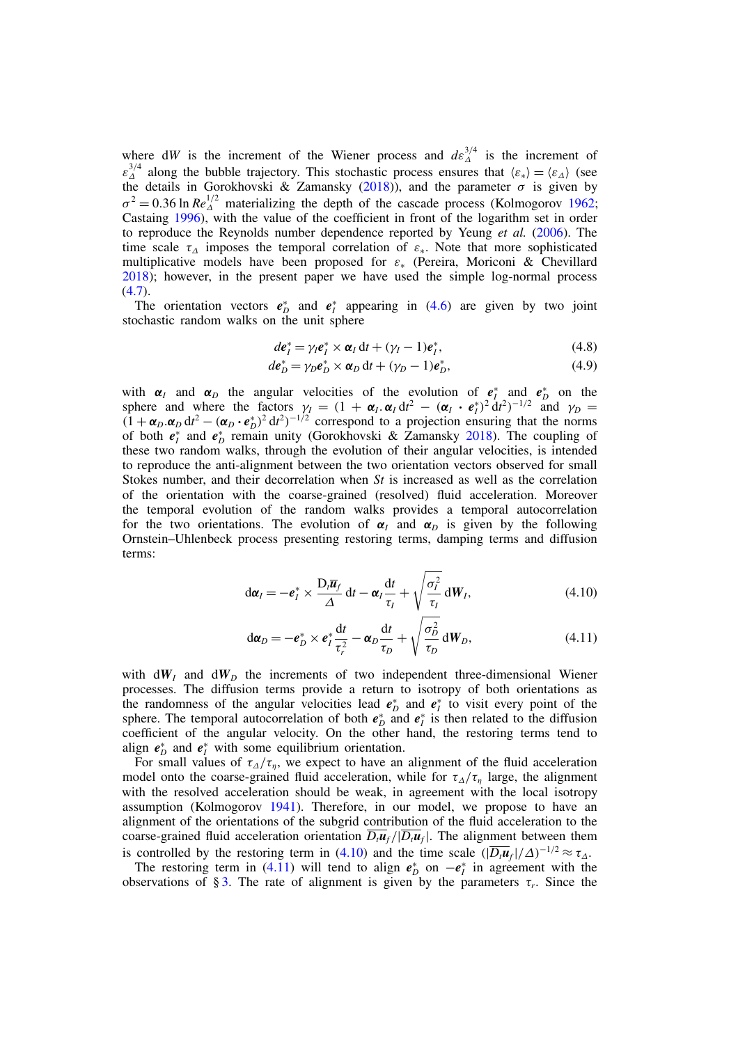where $\mathrm{d}W$ is the increment of the Wiener process and $d\varepsilon_\Delta^{3/4}$ is the increment of $\varepsilon_\Delta^{3/4}$ along the bubble trajectory. This stochastic process ensures that $\langle \varepsilon_* \rangle = \langle \varepsilon_\Delta \rangle$ (see the details in Gorokhovski & Zamansky (2018)), and the parameter $\sigma$ is given by $\sigma^2 = 0.36 \ln Re_\Delta^{1/2}$ materializing the depth of the cascade process (Kolmogorov 1962; Castaing 1996), with the value of the coefficient in front of the logarithm set in order to reproduce the Reynolds number dependence reported by Yeung *et al.* (2006). The time scale $\tau_\Delta$ imposes the temporal correlation of $\varepsilon_*$. Note that more sophisticated multiplicative models have been proposed for $\varepsilon_*$ (Pereira, Moriconi & Chevillard 2018); however, in the present paper we have used the simple log-normal process (4.7).

The orientation vectors $\boldsymbol{e}_D^*$ and $\boldsymbol{e}_I^*$ appearing in (4.6) are given by two joint stochastic random walks on the unit sphere

$$d\boldsymbol{e}_I^* = \gamma_I \boldsymbol{e}_I^* \times \boldsymbol{\alpha}_I \,\mathrm{d}t + (\gamma_I - 1)\boldsymbol{e}_I^*, \tag{4.8}$$

$$d\boldsymbol{e}_D^* = \gamma_D \boldsymbol{e}_D^* \times \boldsymbol{\alpha}_D \,\mathrm{d}t + (\gamma_D - 1)\boldsymbol{e}_D^*, \tag{4.9}$$

with $\boldsymbol{\alpha}_I$ and $\boldsymbol{\alpha}_D$ the angular velocities of the evolution of $\boldsymbol{e}_I^*$ and $\boldsymbol{e}_D^*$ on the sphere and where the factors $\gamma_I = (1 + \boldsymbol{\alpha}_I.\boldsymbol{\alpha}_I \,\mathrm{d}t^2 - (\boldsymbol{\alpha}_I \cdot \boldsymbol{e}_I^*)^2 \,\mathrm{d}t^2)^{-1/2}$ and $\gamma_D = (1 + \boldsymbol{\alpha}_D.\boldsymbol{\alpha}_D \,\mathrm{d}t^2 - (\boldsymbol{\alpha}_D \cdot \boldsymbol{e}_D^*)^2 \,\mathrm{d}t^2)^{-1/2}$ correspond to a projection ensuring that the norms of both $\boldsymbol{e}_I^*$ and $\boldsymbol{e}_D^*$ remain unity (Gorokhovski & Zamansky 2018). The coupling of these two random walks, through the evolution of their angular velocities, is intended to reproduce the anti-alignment between the two orientation vectors observed for small Stokes number, and their decorrelation when $St$ is increased as well as the correlation of the orientation with the coarse-grained (resolved) fluid acceleration. Moreover the temporal evolution of the random walks provides a temporal autocorrelation for the two orientations. The evolution of $\boldsymbol{\alpha}_I$ and $\boldsymbol{\alpha}_D$ is given by the following Ornstein–Uhlenbeck process presenting restoring terms, damping terms and diffusion terms:

$$\mathrm{d}\boldsymbol{\alpha}_I = -\boldsymbol{e}_I^* \times \frac{\mathrm{D}_t \overline{\boldsymbol{u}}_f}{\Delta}\,\mathrm{d}t - \boldsymbol{\alpha}_I \frac{\mathrm{d}t}{\tau_I} + \sqrt{\frac{\sigma_I^2}{\tau_I}}\,\mathrm{d}\boldsymbol{W}_I, \tag{4.10}$$

$$\mathrm{d}\boldsymbol{\alpha}_D = -\boldsymbol{e}_D^* \times \boldsymbol{e}_I^* \frac{\mathrm{d}t}{\tau_r^2} - \boldsymbol{\alpha}_D \frac{\mathrm{d}t}{\tau_D} + \sqrt{\frac{\sigma_D^2}{\tau_D}}\,\mathrm{d}\boldsymbol{W}_D, \tag{4.11}$$

with $\mathrm{d}\boldsymbol{W}_I$ and $\mathrm{d}\boldsymbol{W}_D$ the increments of two independent three-dimensional Wiener processes. The diffusion terms provide a return to isotropy of both orientations as the randomness of the angular velocities lead $\boldsymbol{e}_D^*$ and $\boldsymbol{e}_I^*$ to visit every point of the sphere. The temporal autocorrelation of both $\boldsymbol{e}_D^*$ and $\boldsymbol{e}_I^*$ is then related to the diffusion coefficient of the angular velocity. On the other hand, the restoring terms tend to align $\boldsymbol{e}_D^*$ and $\boldsymbol{e}_I^*$ with some equilibrium orientation.

For small values of $\tau_\Delta/\tau_\eta$, we expect to have an alignment of the fluid acceleration model onto the coarse-grained fluid acceleration, while for $\tau_\Delta/\tau_\eta$ large, the alignment with the resolved acceleration should be weak, in agreement with the local isotropy assumption (Kolmogorov 1941). Therefore, in our model, we propose to have an alignment of the orientations of the subgrid contribution of the fluid acceleration to the coarse-grained fluid acceleration orientation $\overline{D_t \boldsymbol{u}}_f / |\overline{D_t \boldsymbol{u}}_f|$. The alignment between them is controlled by the restoring term in (4.10) and the time scale $(|\overline{D_t \boldsymbol{u}}_f|/\Delta)^{-1/2} \approx \tau_\Delta$.

The restoring term in (4.11) will tend to align $\boldsymbol{e}_D^*$ on $-\boldsymbol{e}_I^*$ in agreement with the observations of § 3. The rate of alignment is given by the parameters $\tau_r$. Since the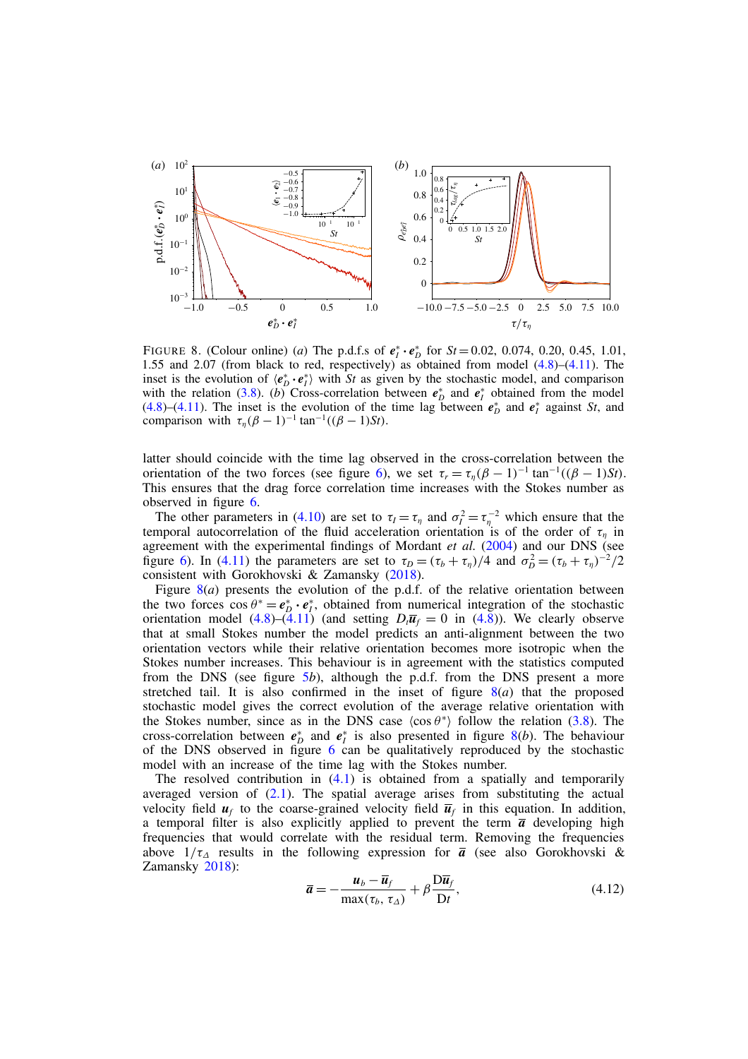FIGURE 8. (Colour online) (*a*) The p.d.f.s of $\boldsymbol{e}_I^* \cdot \boldsymbol{e}_D^*$ for $St = 0.02$, 0.074, 0.20, 0.45, 1.01, 1.55 and 2.07 (from black to red, respectively) as obtained from model (4.8)–(4.11). The inset is the evolution of $\langle \boldsymbol{e}_D^* \cdot \boldsymbol{e}_I^* \rangle$ with $St$ as given by the stochastic model, and comparison with the relation (3.8). (*b*) Cross-correlation between $\boldsymbol{e}_D^*$ and $\boldsymbol{e}_I^*$ obtained from the model (4.8)–(4.11). The inset is the evolution of the time lag between $\boldsymbol{e}_D^*$ and $\boldsymbol{e}_I^*$ against $St$, and comparison with $\tau_\eta(\beta - 1)^{-1} \tan^{-1}((\beta - 1)St)$.

latter should coincide with the time lag observed in the cross-correlation between the orientation of the two forces (see figure 6), we set $\tau_r = \tau_\eta(\beta - 1)^{-1} \tan^{-1}((\beta - 1)St)$. This ensures that the drag force correlation time increases with the Stokes number as observed in figure 6.

The other parameters in (4.10) are set to $\tau_I = \tau_\eta$ and $\sigma_I^2 = \tau_\eta^{-2}$ which ensure that the temporal autocorrelation of the fluid acceleration orientation is of the order of $\tau_\eta$ in agreement with the experimental findings of Mordant *et al.* (2004) and our DNS (see figure 6). In (4.11) the parameters are set to $\tau_D = (\tau_b + \tau_\eta)/4$ and $\sigma_D^2 = (\tau_b + \tau_\eta)^{-2}/2$ consistent with Gorokhovski & Zamansky (2018).

Figure 8(*a*) presents the evolution of the p.d.f. of the relative orientation between the two forces $\cos\theta^* = \boldsymbol{e}_D^* \cdot \boldsymbol{e}_I^*$, obtained from numerical integration of the stochastic orientation model (4.8)–(4.11) (and setting $D_t \overline{\boldsymbol{u}}_f = 0$ in (4.8)). We clearly observe that at small Stokes number the model predicts an anti-alignment between the two orientation vectors while their relative orientation becomes more isotropic when the Stokes number increases. This behaviour is in agreement with the statistics computed from the DNS (see figure 5*b*), although the p.d.f. from the DNS present a more stretched tail. It is also confirmed in the inset of figure 8(*a*) that the proposed stochastic model gives the correct evolution of the average relative orientation with the Stokes number, since as in the DNS case $\langle \cos\theta^* \rangle$ follow the relation (3.8). The cross-correlation between $\boldsymbol{e}_D^*$ and $\boldsymbol{e}_I^*$ is also presented in figure 8(*b*). The behaviour of the DNS observed in figure 6 can be qualitatively reproduced by the stochastic model with an increase of the time lag with the Stokes number.

The resolved contribution in (4.1) is obtained from a spatially and temporarily averaged version of (2.1). The spatial average arises from substituting the actual velocity field $\boldsymbol{u}_f$ to the coarse-grained velocity field $\overline{\boldsymbol{u}}_f$ in this equation. In addition, a temporal filter is also explicitly applied to prevent the term $\overline{\boldsymbol{a}}$ developing high frequencies that would correlate with the residual term. Removing the frequencies above $1/\tau_\Delta$ results in the following expression for $\overline{\boldsymbol{a}}$ (see also Gorokhovski & Zamansky 2018):

$$\overline{\boldsymbol{a}} = -\frac{\boldsymbol{u}_b - \overline{\boldsymbol{u}}_f}{\max(\tau_b, \tau_\Delta)} + \beta \frac{\mathrm{D}\overline{\boldsymbol{u}}_f}{\mathrm{D}t}, \tag{4.12}$$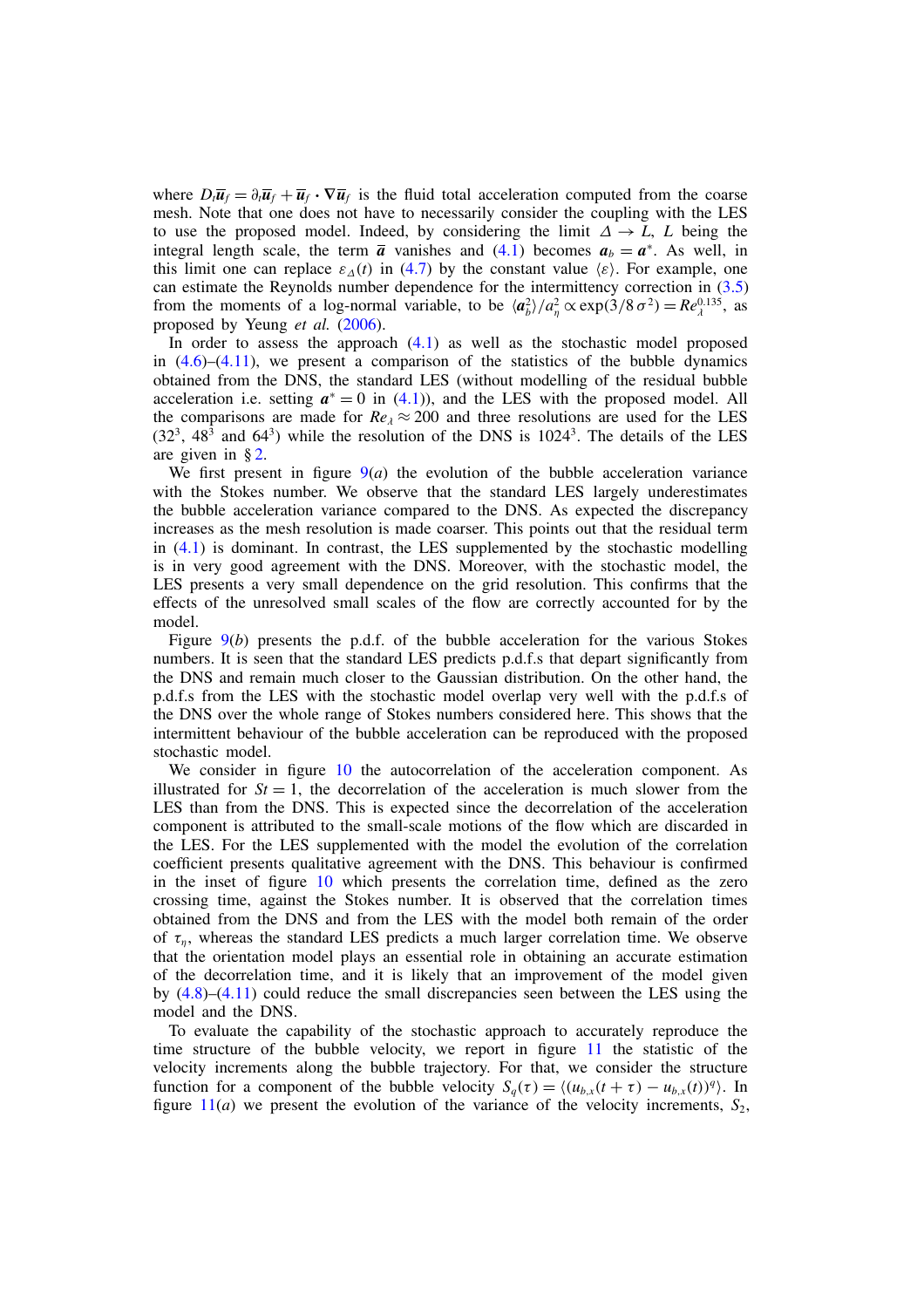where $D_t\overline{\boldsymbol{u}}_f = \partial_t\overline{\boldsymbol{u}}_f + \overline{\boldsymbol{u}}_f \cdot \nabla\overline{\boldsymbol{u}}_f$ is the fluid total acceleration computed from the coarse mesh. Note that one does not have to necessarily consider the coupling with the LES to use the proposed model. Indeed, by considering the limit $\Delta \to L$, $L$ being the integral length scale, the term $\overline{\boldsymbol{a}}$ vanishes and (4.1) becomes $\boldsymbol{a}_b = \boldsymbol{a}^*$. As well, in this limit one can replace $\varepsilon_\Delta(t)$ in (4.7) by the constant value $\langle\varepsilon\rangle$. For example, one can estimate the Reynolds number dependence for the intermittency correction in (3.5) from the moments of a log-normal variable, to be $\langle\boldsymbol{a}_b^2\rangle/a_\eta^2 \propto \exp(3/8\,\sigma^2) = Re_\lambda^{0.135}$, as proposed by Yeung *et al.* (2006).

In order to assess the approach (4.1) as well as the stochastic model proposed in (4.6)–(4.11), we present a comparison of the statistics of the bubble dynamics obtained from the DNS, the standard LES (without modelling of the residual bubble acceleration i.e. setting $\boldsymbol{a}^* = 0$ in (4.1)), and the LES with the proposed model. All the comparisons are made for $Re_\lambda \approx 200$ and three resolutions are used for the LES ($32^3$, $48^3$ and $64^3$) while the resolution of the DNS is $1024^3$. The details of the LES are given in § 2.

We first present in figure 9(*a*) the evolution of the bubble acceleration variance with the Stokes number. We observe that the standard LES largely underestimates the bubble acceleration variance compared to the DNS. As expected the discrepancy increases as the mesh resolution is made coarser. This points out that the residual term in (4.1) is dominant. In contrast, the LES supplemented by the stochastic modelling is in very good agreement with the DNS. Moreover, with the stochastic model, the LES presents a very small dependence on the grid resolution. This confirms that the effects of the unresolved small scales of the flow are correctly accounted for by the model.

Figure 9(*b*) presents the p.d.f. of the bubble acceleration for the various Stokes numbers. It is seen that the standard LES predicts p.d.f.s that depart significantly from the DNS and remain much closer to the Gaussian distribution. On the other hand, the p.d.f.s from the LES with the stochastic model overlap very well with the p.d.f.s of the DNS over the whole range of Stokes numbers considered here. This shows that the intermittent behaviour of the bubble acceleration can be reproduced with the proposed stochastic model.

We consider in figure 10 the autocorrelation of the acceleration component. As illustrated for $St = 1$, the decorrelation of the acceleration is much slower from the LES than from the DNS. This is expected since the decorrelation of the acceleration component is attributed to the small-scale motions of the flow which are discarded in the LES. For the LES supplemented with the model the evolution of the correlation coefficient presents qualitative agreement with the DNS. This behaviour is confirmed in the inset of figure 10 which presents the correlation time, defined as the zero crossing time, against the Stokes number. It is observed that the correlation times obtained from the DNS and from the LES with the model both remain of the order of $\tau_\eta$, whereas the standard LES predicts a much larger correlation time. We observe that the orientation model plays an essential role in obtaining an accurate estimation of the decorrelation time, and it is likely that an improvement of the model given by (4.8)–(4.11) could reduce the small discrepancies seen between the LES using the model and the DNS.

To evaluate the capability of the stochastic approach to accurately reproduce the time structure of the bubble velocity, we report in figure 11 the statistic of the velocity increments along the bubble trajectory. For that, we consider the structure function for a component of the bubble velocity $S_q(\tau) = \langle(u_{b,x}(t+\tau) - u_{b,x}(t))^q\rangle$. In figure 11(*a*) we present the evolution of the variance of the velocity increments, $S_2$,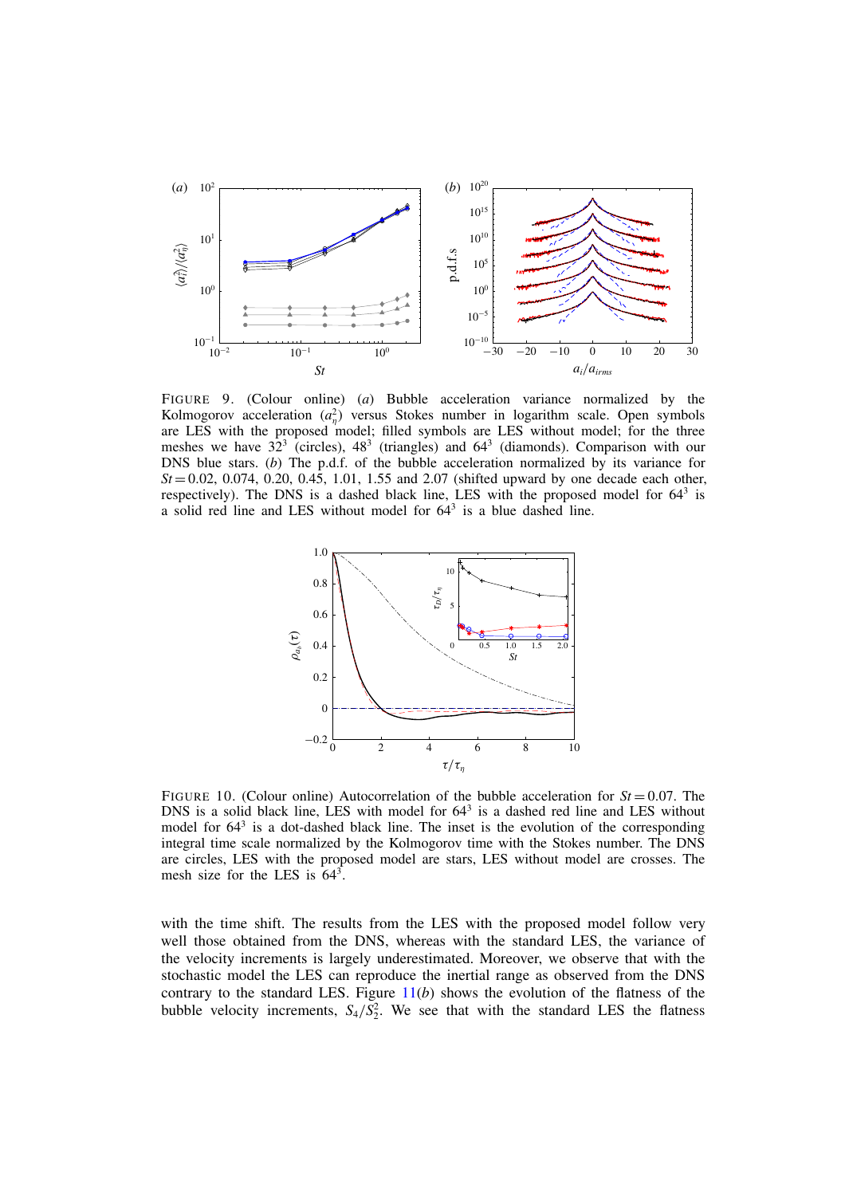FIGURE 9. (Colour online) (*a*) Bubble acceleration variance normalized by the Kolmogorov acceleration $\langle a_\eta^2 \rangle$ versus Stokes number in logarithm scale. Open symbols are LES with the proposed model; filled symbols are LES without model; for the three meshes we have $32^3$ (circles), $48^3$ (triangles) and $64^3$ (diamonds). Comparison with our DNS blue stars. (*b*) The p.d.f. of the bubble acceleration normalized by its variance for $St = 0.02$, 0.074, 0.20, 0.45, 1.01, 1.55 and 2.07 (shifted upward by one decade each other, respectively). The DNS is a dashed black line, LES with the proposed model for $64^3$ is a solid red line and LES without model for $64^3$ is a blue dashed line.

FIGURE 10. (Colour online) Autocorrelation of the bubble acceleration for $St = 0.07$. The DNS is a solid black line, LES with model for $64^3$ is a dashed red line and LES without model for $64^3$ is a dot-dashed black line. The inset is the evolution of the corresponding integral time scale normalized by the Kolmogorov time with the Stokes number. The DNS are circles, LES with the proposed model are stars, LES without model are crosses. The mesh size for the LES is $64^3$.

with the time shift. The results from the LES with the proposed model follow very well those obtained from the DNS, whereas with the standard LES, the variance of the velocity increments is largely underestimated. Moreover, we observe that with the stochastic model the LES can reproduce the inertial range as observed from the DNS contrary to the standard LES. Figure 11(*b*) shows the evolution of the flatness of the bubble velocity increments, $S_4/S_2^2$. We see that with the standard LES the flatness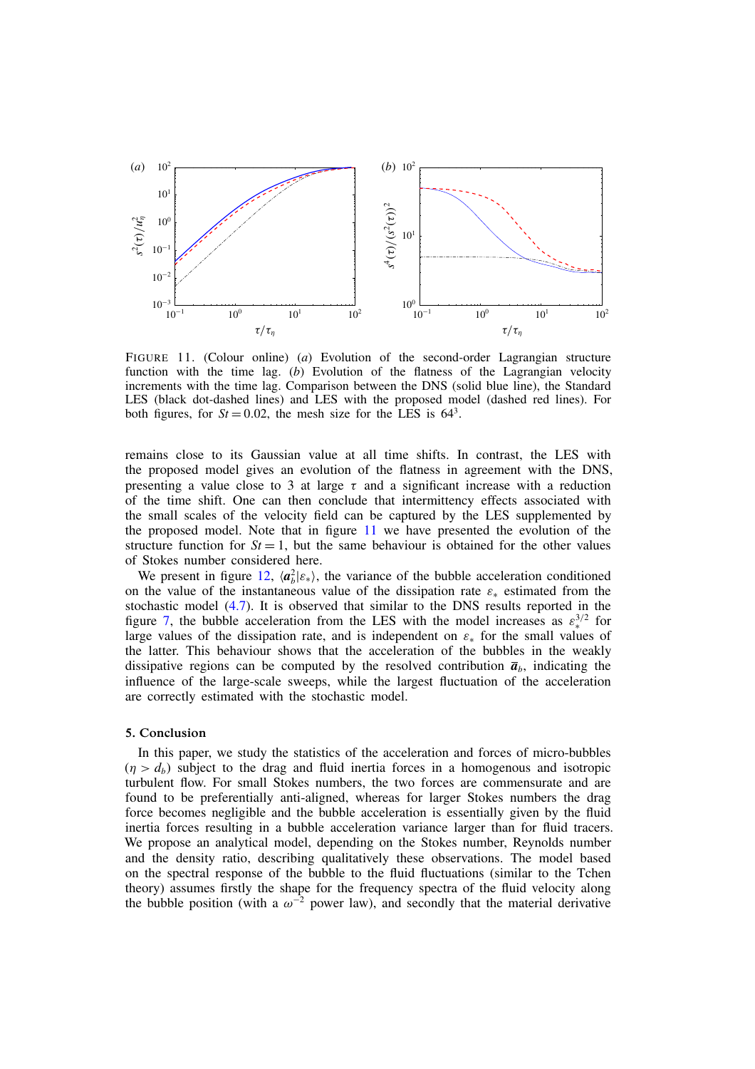FIGURE 11. (Colour online) (*a*) Evolution of the second-order Lagrangian structure function with the time lag. (*b*) Evolution of the flatness of the Lagrangian velocity increments with the time lag. Comparison between the DNS (solid blue line), the Standard LES (black dot-dashed lines) and LES with the proposed model (dashed red lines). For both figures, for $St = 0.02$, the mesh size for the LES is $64^3$.

remains close to its Gaussian value at all time shifts. In contrast, the LES with the proposed model gives an evolution of the flatness in agreement with the DNS, presenting a value close to 3 at large $\tau$ and a significant increase with a reduction of the time shift. One can then conclude that intermittency effects associated with the small scales of the velocity field can be captured by the LES supplemented by the proposed model. Note that in figure 11 we have presented the evolution of the structure function for $St = 1$, but the same behaviour is obtained for the other values of Stokes number considered here.

We present in figure 12, $\langle \boldsymbol{a}_b^2 | \varepsilon_* \rangle$, the variance of the bubble acceleration conditioned on the value of the instantaneous value of the dissipation rate $\varepsilon_*$ estimated from the stochastic model (4.7). It is observed that similar to the DNS results reported in the figure 7, the bubble acceleration from the LES with the model increases as $\varepsilon_*^{3/2}$ for large values of the dissipation rate, and is independent on $\varepsilon_*$ for the small values of the latter. This behaviour shows that the acceleration of the bubbles in the weakly dissipative regions can be computed by the resolved contribution $\bar{\boldsymbol{a}}_b$, indicating the influence of the large-scale sweeps, while the largest fluctuation of the acceleration are correctly estimated with the stochastic model.

## 5. Conclusion

In this paper, we study the statistics of the acceleration and forces of micro-bubbles ($\eta > d_b$) subject to the drag and fluid inertia forces in a homogenous and isotropic turbulent flow. For small Stokes numbers, the two forces are commensurate and are found to be preferentially anti-aligned, whereas for larger Stokes numbers the drag force becomes negligible and the bubble acceleration is essentially given by the fluid inertia forces resulting in a bubble acceleration variance larger than for fluid tracers. We propose an analytical model, depending on the Stokes number, Reynolds number and the density ratio, describing qualitatively these observations. The model based on the spectral response of the bubble to the fluid fluctuations (similar to the Tchen theory) assumes firstly the shape for the frequency spectra of the fluid velocity along the bubble position (with a $\omega^{-2}$ power law), and secondly that the material derivative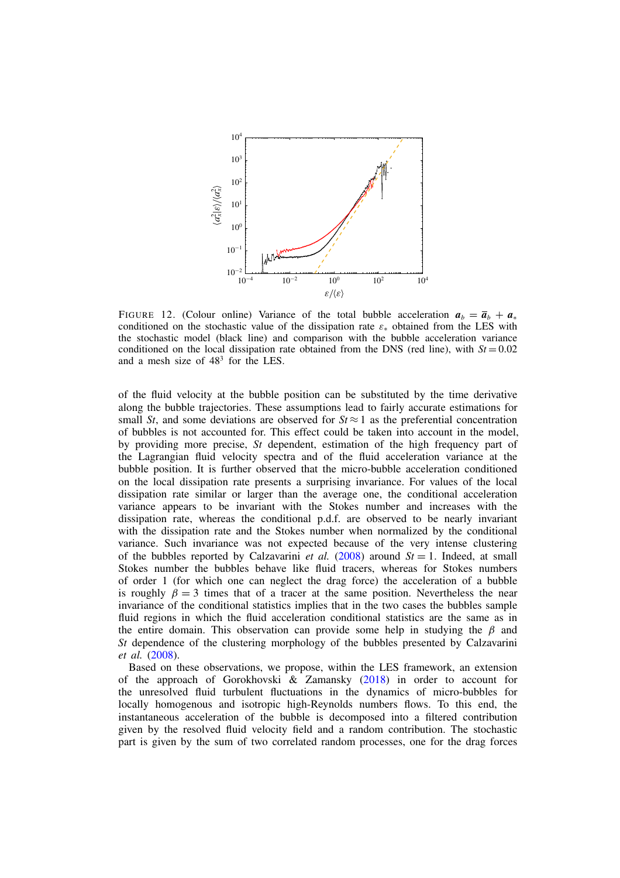FIGURE 12. (Colour online) Variance of the total bubble acceleration $\boldsymbol{a}_b = \overline{\boldsymbol{a}}_b + \boldsymbol{a}_*$ conditioned on the stochastic value of the dissipation rate $\varepsilon_*$ obtained from the LES with the stochastic model (black line) and comparison with the bubble acceleration variance conditioned on the local dissipation rate obtained from the DNS (red line), with $St = 0.02$ and a mesh size of $48^3$ for the LES.

of the fluid velocity at the bubble position can be substituted by the time derivative along the bubble trajectories. These assumptions lead to fairly accurate estimations for small $St$, and some deviations are observed for $St \approx 1$ as the preferential concentration of bubbles is not accounted for. This effect could be taken into account in the model, by providing more precise, $St$ dependent, estimation of the high frequency part of the Lagrangian fluid velocity spectra and of the fluid acceleration variance at the bubble position. It is further observed that the micro-bubble acceleration conditioned on the local dissipation rate presents a surprising invariance. For values of the local dissipation rate similar or larger than the average one, the conditional acceleration variance appears to be invariant with the Stokes number and increases with the dissipation rate, whereas the conditional p.d.f. are observed to be nearly invariant with the dissipation rate and the Stokes number when normalized by the conditional variance. Such invariance was not expected because of the very intense clustering of the bubbles reported by Calzavarini *et al.* (2008) around $St = 1$. Indeed, at small Stokes number the bubbles behave like fluid tracers, whereas for Stokes numbers of order 1 (for which one can neglect the drag force) the acceleration of a bubble is roughly $\beta = 3$ times that of a tracer at the same position. Nevertheless the near invariance of the conditional statistics implies that in the two cases the bubbles sample fluid regions in which the fluid acceleration conditional statistics are the same as in the entire domain. This observation can provide some help in studying the $\beta$ and $St$ dependence of the clustering morphology of the bubbles presented by Calzavarini *et al.* (2008).

Based on these observations, we propose, within the LES framework, an extension of the approach of Gorokhovski & Zamansky (2018) in order to account for the unresolved fluid turbulent fluctuations in the dynamics of micro-bubbles for locally homogenous and isotropic high-Reynolds numbers flows. To this end, the instantaneous acceleration of the bubble is decomposed into a filtered contribution given by the resolved fluid velocity field and a random contribution. The stochastic part is given by the sum of two correlated random processes, one for the drag forces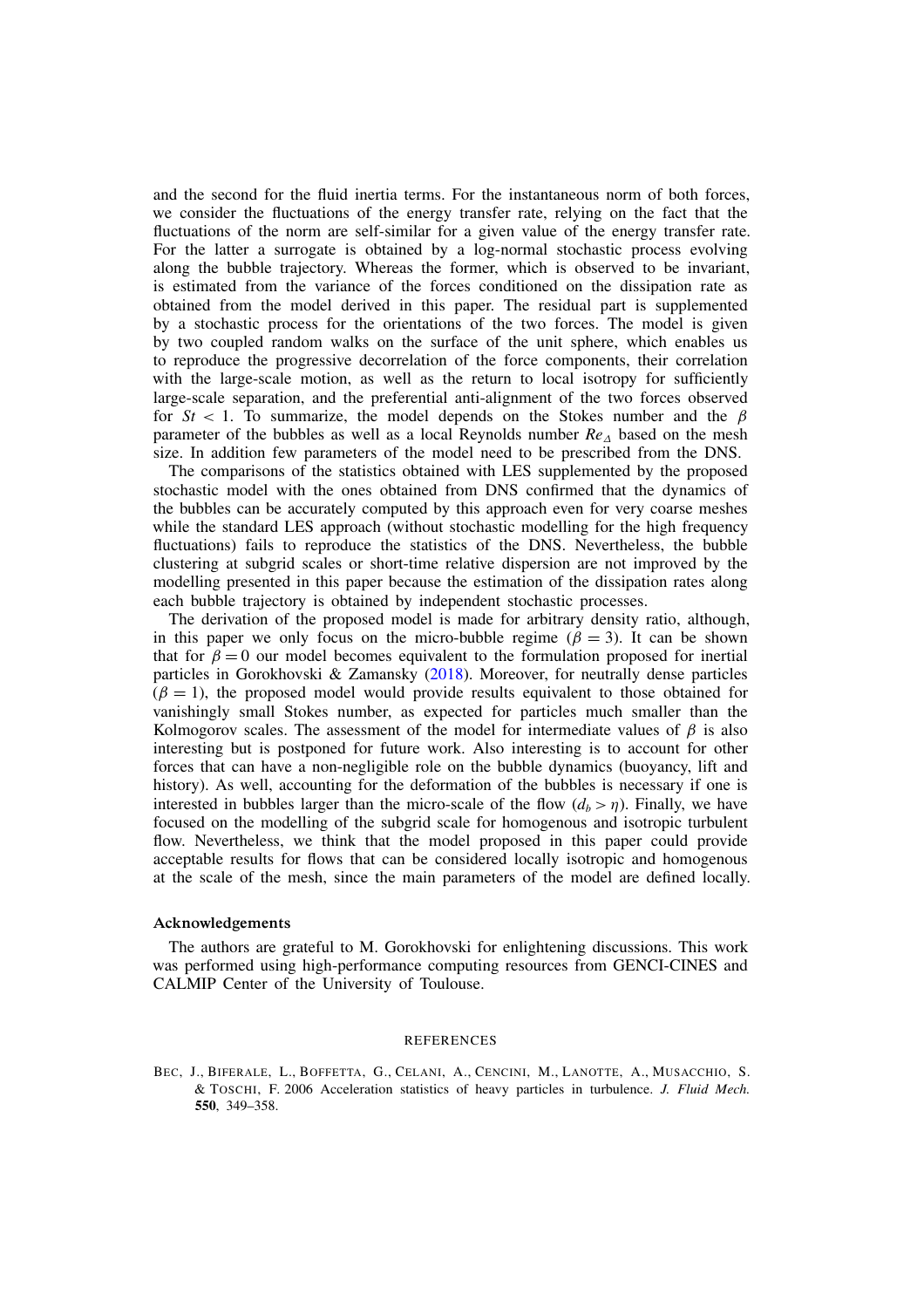and the second for the fluid inertia terms. For the instantaneous norm of both forces, we consider the fluctuations of the energy transfer rate, relying on the fact that the fluctuations of the norm are self-similar for a given value of the energy transfer rate. For the latter a surrogate is obtained by a log-normal stochastic process evolving along the bubble trajectory. Whereas the former, which is observed to be invariant, is estimated from the variance of the forces conditioned on the dissipation rate as obtained from the model derived in this paper. The residual part is supplemented by a stochastic process for the orientations of the two forces. The model is given by two coupled random walks on the surface of the unit sphere, which enables us to reproduce the progressive decorrelation of the force components, their correlation with the large-scale motion, as well as the return to local isotropy for sufficiently large-scale separation, and the preferential anti-alignment of the two forces observed for $St < 1$. To summarize, the model depends on the Stokes number and the $\beta$ parameter of the bubbles as well as a local Reynolds number $Re_{\Delta}$ based on the mesh size. In addition few parameters of the model need to be prescribed from the DNS.

The comparisons of the statistics obtained with LES supplemented by the proposed stochastic model with the ones obtained from DNS confirmed that the dynamics of the bubbles can be accurately computed by this approach even for very coarse meshes while the standard LES approach (without stochastic modelling for the high frequency fluctuations) fails to reproduce the statistics of the DNS. Nevertheless, the bubble clustering at subgrid scales or short-time relative dispersion are not improved by the modelling presented in this paper because the estimation of the dissipation rates along each bubble trajectory is obtained by independent stochastic processes.

The derivation of the proposed model is made for arbitrary density ratio, although, in this paper we only focus on the micro-bubble regime ($\beta = 3$). It can be shown that for $\beta = 0$ our model becomes equivalent to the formulation proposed for inertial particles in Gorokhovski & Zamansky (2018). Moreover, for neutrally dense particles ($\beta = 1$), the proposed model would provide results equivalent to those obtained for vanishingly small Stokes number, as expected for particles much smaller than the Kolmogorov scales. The assessment of the model for intermediate values of $\beta$ is also interesting but is postponed for future work. Also interesting is to account for other forces that can have a non-negligible role on the bubble dynamics (buoyancy, lift and history). As well, accounting for the deformation of the bubbles is necessary if one is interested in bubbles larger than the micro-scale of the flow ($d_b > \eta$). Finally, we have focused on the modelling of the subgrid scale for homogenous and isotropic turbulent flow. Nevertheless, we think that the model proposed in this paper could provide acceptable results for flows that can be considered locally isotropic and homogenous at the scale of the mesh, since the main parameters of the model are defined locally.

### Acknowledgements

The authors are grateful to M. Gorokhovski for enlightening discussions. This work was performed using high-performance computing resources from GENCI-CINES and CALMIP Center of the University of Toulouse.

## REFERENCES

BEC, J., BIFERALE, L., BOFFETTA, G., CELANI, A., CENCINI, M., LANOTTE, A., MUSACCHIO, S. & TOSCHI, F. 2006 Acceleration statistics of heavy particles in turbulence. *J. Fluid Mech.* **550**, 349–358.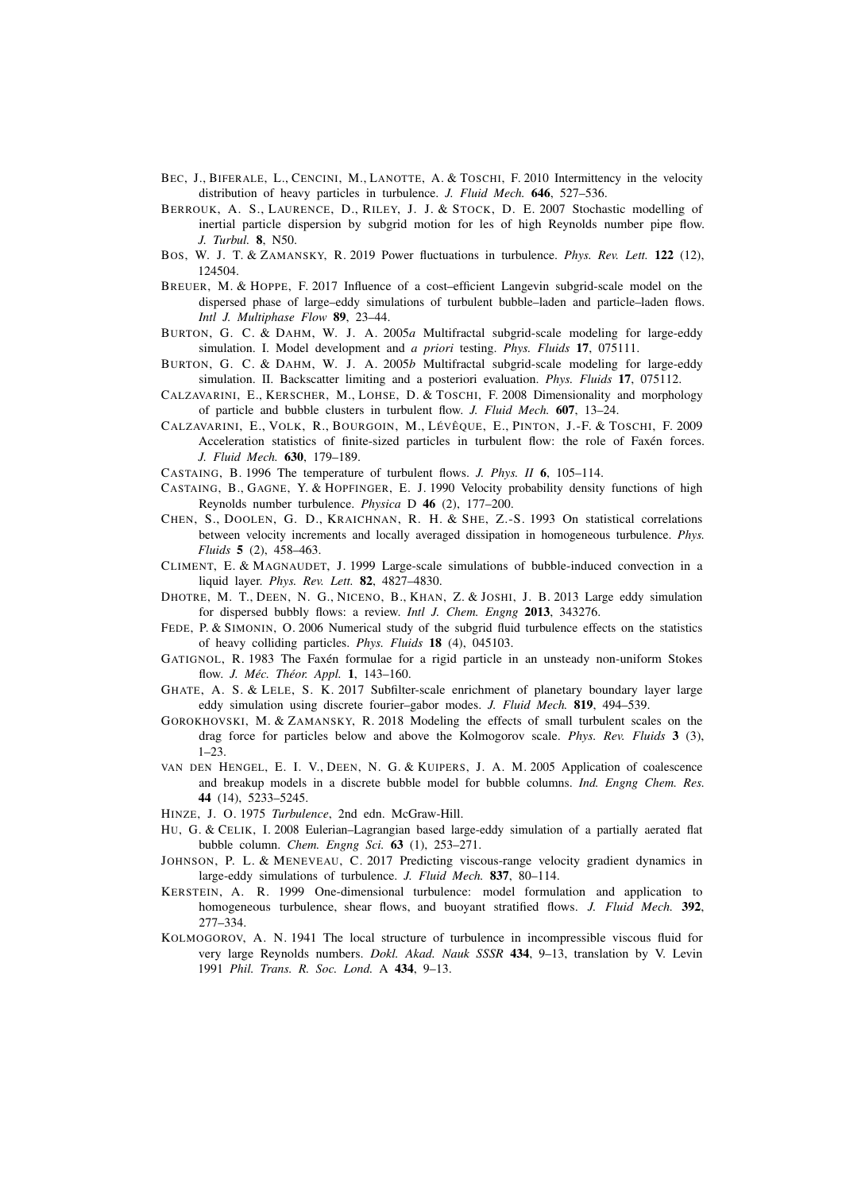BEC, J., BIFERALE, L., CENCINI, M., LANOTTE, A. & TOSCHI, F. 2010 Intermittency in the velocity distribution of heavy particles in turbulence. *J. Fluid Mech.* **646**, 527–536.

BERROUK, A. S., LAURENCE, D., RILEY, J. J. & STOCK, D. E. 2007 Stochastic modelling of inertial particle dispersion by subgrid motion for les of high Reynolds number pipe flow. *J. Turbul.* **8**, N50.

BOS, W. J. T. & ZAMANSKY, R. 2019 Power fluctuations in turbulence. *Phys. Rev. Lett.* **122** (12), 124504.

BREUER, M. & HOPPE, F. 2017 Influence of a cost–efficient Langevin subgrid-scale model on the dispersed phase of large–eddy simulations of turbulent bubble–laden and particle–laden flows. *Intl J. Multiphase Flow* **89**, 23–44.

BURTON, G. C. & DAHM, W. J. A. 2005*a* Multifractal subgrid-scale modeling for large-eddy simulation. I. Model development and *a priori* testing. *Phys. Fluids* **17**, 075111.

BURTON, G. C. & DAHM, W. J. A. 2005*b* Multifractal subgrid-scale modeling for large-eddy simulation. II. Backscatter limiting and a posteriori evaluation. *Phys. Fluids* **17**, 075112.

CALZAVARINI, E., KERSCHER, M., LOHSE, D. & TOSCHI, F. 2008 Dimensionality and morphology of particle and bubble clusters in turbulent flow. *J. Fluid Mech.* **607**, 13–24.

CALZAVARINI, E., VOLK, R., BOURGOIN, M., LÉVÊQUE, E., PINTON, J.-F. & TOSCHI, F. 2009 Acceleration statistics of finite-sized particles in turbulent flow: the role of Faxén forces. *J. Fluid Mech.* **630**, 179–189.

CASTAING, B. 1996 The temperature of turbulent flows. *J. Phys. II* **6**, 105–114.

CASTAING, B., GAGNE, Y. & HOPFINGER, E. J. 1990 Velocity probability density functions of high Reynolds number turbulence. *Physica* D **46** (2), 177–200.

CHEN, S., DOOLEN, G. D., KRAICHNAN, R. H. & SHE, Z.-S. 1993 On statistical correlations between velocity increments and locally averaged dissipation in homogeneous turbulence. *Phys. Fluids* **5** (2), 458–463.

CLIMENT, E. & MAGNAUDET, J. 1999 Large-scale simulations of bubble-induced convection in a liquid layer. *Phys. Rev. Lett.* **82**, 4827–4830.

DHOTRE, M. T., DEEN, N. G., NICENO, B., KHAN, Z. & JOSHI, J. B. 2013 Large eddy simulation for dispersed bubbly flows: a review. *Intl J. Chem. Engng* **2013**, 343276.

FEDE, P. & SIMONIN, O. 2006 Numerical study of the subgrid fluid turbulence effects on the statistics of heavy colliding particles. *Phys. Fluids* **18** (4), 045103.

GATIGNOL, R. 1983 The Faxén formulae for a rigid particle in an unsteady non-uniform Stokes flow. *J. Méc. Théor. Appl.* **1**, 143–160.

GHATE, A. S. & LELE, S. K. 2017 Subfilter-scale enrichment of planetary boundary layer large eddy simulation using discrete fourier–gabor modes. *J. Fluid Mech.* **819**, 494–539.

GOROKHOVSKI, M. & ZAMANSKY, R. 2018 Modeling the effects of small turbulent scales on the drag force for particles below and above the Kolmogorov scale. *Phys. Rev. Fluids* **3** (3), 1–23.

VAN DEN HENGEL, E. I. V., DEEN, N. G. & KUIPERS, J. A. M. 2005 Application of coalescence and breakup models in a discrete bubble model for bubble columns. *Ind. Engng Chem. Res.* **44** (14), 5233–5245.

HINZE, J. O. 1975 *Turbulence*, 2nd edn. McGraw-Hill.

HU, G. & CELIK, I. 2008 Eulerian–Lagrangian based large-eddy simulation of a partially aerated flat bubble column. *Chem. Engng Sci.* **63** (1), 253–271.

JOHNSON, P. L. & MENEVEAU, C. 2017 Predicting viscous-range velocity gradient dynamics in large-eddy simulations of turbulence. *J. Fluid Mech.* **837**, 80–114.

KERSTEIN, A. R. 1999 One-dimensional turbulence: model formulation and application to homogeneous turbulence, shear flows, and buoyant stratified flows. *J. Fluid Mech.* **392**, 277–334.

KOLMOGOROV, A. N. 1941 The local structure of turbulence in incompressible viscous fluid for very large Reynolds numbers. *Dokl. Akad. Nauk SSSR* **434**, 9–13, translation by V. Levin 1991 *Phil. Trans. R. Soc. Lond.* A **434**, 9–13.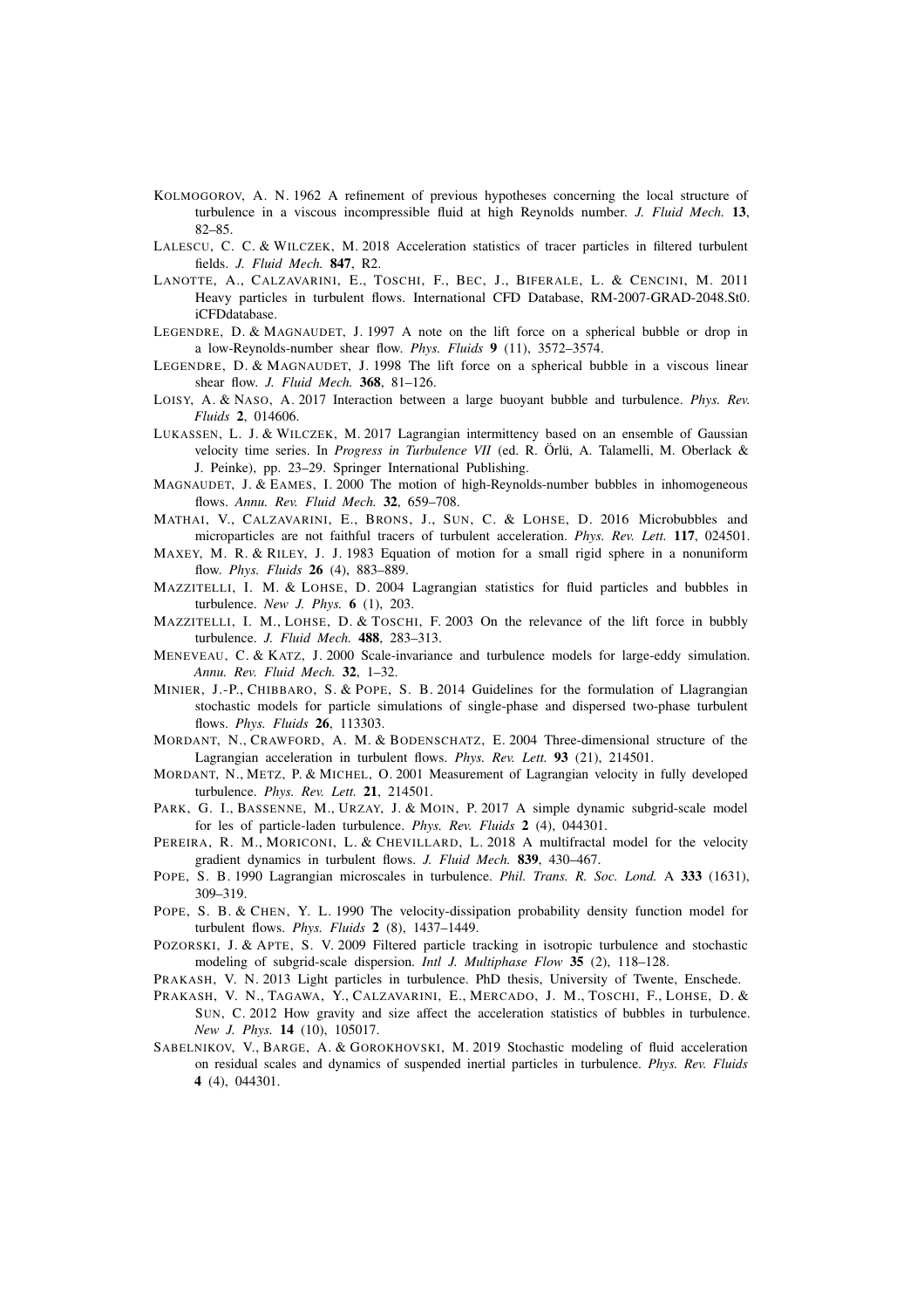KOLMOGOROV, A. N. 1962 A refinement of previous hypotheses concerning the local structure of turbulence in a viscous incompressible fluid at high Reynolds number. *J. Fluid Mech.* **13**, 82–85.

LALESCU, C. C. & WILCZEK, M. 2018 Acceleration statistics of tracer particles in filtered turbulent fields. *J. Fluid Mech.* **847**, R2.

LANOTTE, A., CALZAVARINI, E., TOSCHI, F., BEC, J., BIFERALE, L. & CENCINI, M. 2011 Heavy particles in turbulent flows. International CFD Database, RM-2007-GRAD-2048.St0. iCFDdatabase.

LEGENDRE, D. & MAGNAUDET, J. 1997 A note on the lift force on a spherical bubble or drop in a low-Reynolds-number shear flow. *Phys. Fluids* **9** (11), 3572–3574.

LEGENDRE, D. & MAGNAUDET, J. 1998 The lift force on a spherical bubble in a viscous linear shear flow. *J. Fluid Mech.* **368**, 81–126.

LOISY, A. & NASO, A. 2017 Interaction between a large buoyant bubble and turbulence. *Phys. Rev. Fluids* **2**, 014606.

LUKASSEN, L. J. & WILCZEK, M. 2017 Lagrangian intermittency based on an ensemble of Gaussian velocity time series. In *Progress in Turbulence VII* (ed. R. Örlü, A. Talamelli, M. Oberlack & J. Peinke), pp. 23–29. Springer International Publishing.

MAGNAUDET, J. & EAMES, I. 2000 The motion of high-Reynolds-number bubbles in inhomogeneous flows. *Annu. Rev. Fluid Mech.* **32**, 659–708.

MATHAI, V., CALZAVARINI, E., BRONS, J., SUN, C. & LOHSE, D. 2016 Microbubbles and microparticles are not faithful tracers of turbulent acceleration. *Phys. Rev. Lett.* **117**, 024501.

MAXEY, M. R. & RILEY, J. J. 1983 Equation of motion for a small rigid sphere in a nonuniform flow. *Phys. Fluids* **26** (4), 883–889.

MAZZITELLI, I. M. & LOHSE, D. 2004 Lagrangian statistics for fluid particles and bubbles in turbulence. *New J. Phys.* **6** (1), 203.

MAZZITELLI, I. M., LOHSE, D. & TOSCHI, F. 2003 On the relevance of the lift force in bubbly turbulence. *J. Fluid Mech.* **488**, 283–313.

MENEVEAU, C. & KATZ, J. 2000 Scale-invariance and turbulence models for large-eddy simulation. *Annu. Rev. Fluid Mech.* **32**, 1–32.

MINIER, J.-P., CHIBBARO, S. & POPE, S. B. 2014 Guidelines for the formulation of Llagrangian stochastic models for particle simulations of single-phase and dispersed two-phase turbulent flows. *Phys. Fluids* **26**, 113303.

MORDANT, N., CRAWFORD, A. M. & BODENSCHATZ, E. 2004 Three-dimensional structure of the Lagrangian acceleration in turbulent flows. *Phys. Rev. Lett.* **93** (21), 214501.

MORDANT, N., METZ, P. & MICHEL, O. 2001 Measurement of Lagrangian velocity in fully developed turbulence. *Phys. Rev. Lett.* **21**, 214501.

PARK, G. I., BASSENNE, M., URZAY, J. & MOIN, P. 2017 A simple dynamic subgrid-scale model for les of particle-laden turbulence. *Phys. Rev. Fluids* **2** (4), 044301.

PEREIRA, R. M., MORICONI, L. & CHEVILLARD, L. 2018 A multifractal model for the velocity gradient dynamics in turbulent flows. *J. Fluid Mech.* **839**, 430–467.

POPE, S. B. 1990 Lagrangian microscales in turbulence. *Phil. Trans. R. Soc. Lond.* A **333** (1631), 309–319.

POPE, S. B. & CHEN, Y. L. 1990 The velocity-dissipation probability density function model for turbulent flows. *Phys. Fluids* **2** (8), 1437–1449.

POZORSKI, J. & APTE, S. V. 2009 Filtered particle tracking in isotropic turbulence and stochastic modeling of subgrid-scale dispersion. *Intl J. Multiphase Flow* **35** (2), 118–128.

PRAKASH, V. N. 2013 Light particles in turbulence. PhD thesis, University of Twente, Enschede.

PRAKASH, V. N., TAGAWA, Y., CALZAVARINI, E., MERCADO, J. M., TOSCHI, F., LOHSE, D. & SUN, C. 2012 How gravity and size affect the acceleration statistics of bubbles in turbulence. *New J. Phys.* **14** (10), 105017.

SABELNIKOV, V., BARGE, A. & GOROKHOVSKI, M. 2019 Stochastic modeling of fluid acceleration on residual scales and dynamics of suspended inertial particles in turbulence. *Phys. Rev. Fluids* **4** (4), 044301.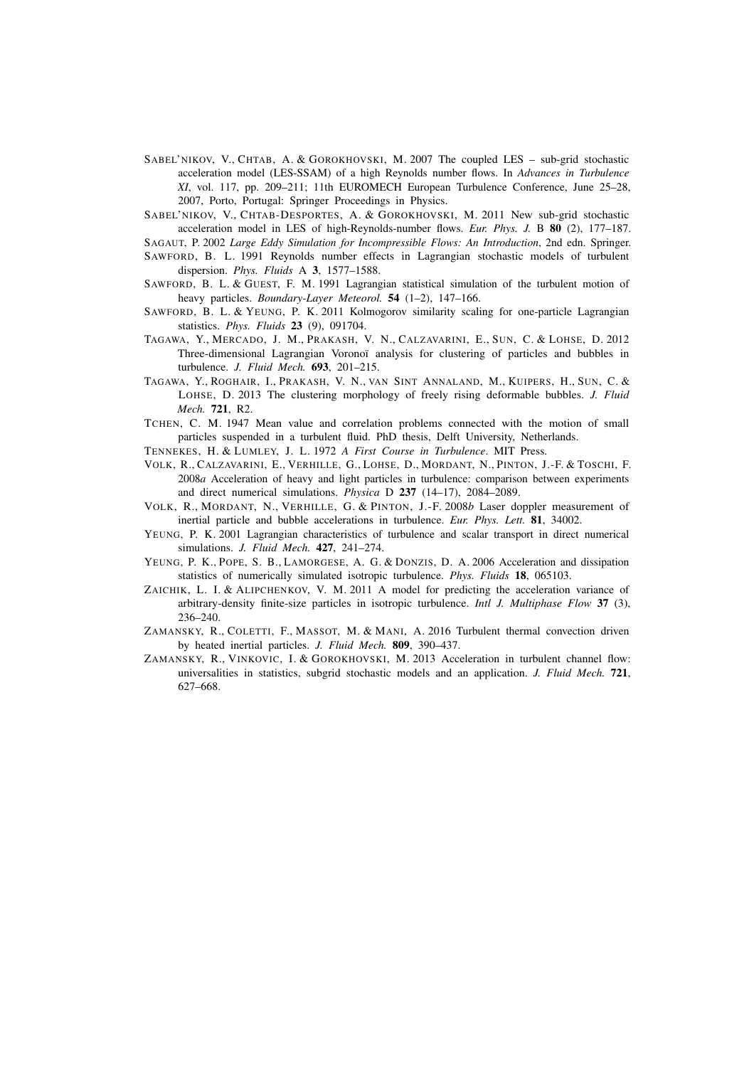SABEL'NIKOV, V., CHTAB, A. & GOROKHOVSKI, M. 2007 The coupled LES – sub-grid stochastic acceleration model (LES-SSAM) of a high Reynolds number flows. In *Advances in Turbulence XI*, vol. 117, pp. 209–211; 11th EUROMECH European Turbulence Conference, June 25–28, 2007, Porto, Portugal: Springer Proceedings in Physics.

SABEL'NIKOV, V., CHTAB-DESPORTES, A. & GOROKHOVSKI, M. 2011 New sub-grid stochastic acceleration model in LES of high-Reynolds-number flows. *Eur. Phys. J.* B **80** (2), 177–187.

SAGAUT, P. 2002 *Large Eddy Simulation for Incompressible Flows: An Introduction*, 2nd edn. Springer.

SAWFORD, B. L. 1991 Reynolds number effects in Lagrangian stochastic models of turbulent dispersion. *Phys. Fluids* A **3**, 1577–1588.

SAWFORD, B. L. & GUEST, F. M. 1991 Lagrangian statistical simulation of the turbulent motion of heavy particles. *Boundary-Layer Meteorol.* **54** (1–2), 147–166.

SAWFORD, B. L. & YEUNG, P. K. 2011 Kolmogorov similarity scaling for one-particle Lagrangian statistics. *Phys. Fluids* **23** (9), 091704.

TAGAWA, Y., MERCADO, J. M., PRAKASH, V. N., CALZAVARINI, E., SUN, C. & LOHSE, D. 2012 Three-dimensional Lagrangian Voronoï analysis for clustering of particles and bubbles in turbulence. *J. Fluid Mech.* **693**, 201–215.

TAGAWA, Y., ROGHAIR, I., PRAKASH, V. N., VAN SINT ANNALAND, M., KUIPERS, H., SUN, C. & LOHSE, D. 2013 The clustering morphology of freely rising deformable bubbles. *J. Fluid Mech.* **721**, R2.

TCHEN, C. M. 1947 Mean value and correlation problems connected with the motion of small particles suspended in a turbulent fluid. PhD thesis, Delft University, Netherlands.

TENNEKES, H. & LUMLEY, J. L. 1972 *A First Course in Turbulence*. MIT Press.

VOLK, R., CALZAVARINI, E., VERHILLE, G., LOHSE, D., MORDANT, N., PINTON, J.-F. & TOSCHI, F. 2008*a* Acceleration of heavy and light particles in turbulence: comparison between experiments and direct numerical simulations. *Physica* D **237** (14–17), 2084–2089.

VOLK, R., MORDANT, N., VERHILLE, G. & PINTON, J.-F. 2008*b* Laser doppler measurement of inertial particle and bubble accelerations in turbulence. *Eur. Phys. Lett.* **81**, 34002.

YEUNG, P. K. 2001 Lagrangian characteristics of turbulence and scalar transport in direct numerical simulations. *J. Fluid Mech.* **427**, 241–274.

YEUNG, P. K., POPE, S. B., LAMORGESE, A. G. & DONZIS, D. A. 2006 Acceleration and dissipation statistics of numerically simulated isotropic turbulence. *Phys. Fluids* **18**, 065103.

ZAICHIK, L. I. & ALIPCHENKOV, V. M. 2011 A model for predicting the acceleration variance of arbitrary-density finite-size particles in isotropic turbulence. *Intl J. Multiphase Flow* **37** (3), 236–240.

ZAMANSKY, R., COLETTI, F., MASSOT, M. & MANI, A. 2016 Turbulent thermal convection driven by heated inertial particles. *J. Fluid Mech.* **809**, 390–437.

ZAMANSKY, R., VINKOVIC, I. & GOROKHOVSKI, M. 2013 Acceleration in turbulent channel flow: universalities in statistics, subgrid stochastic models and an application. *J. Fluid Mech.* **721**, 627–668.